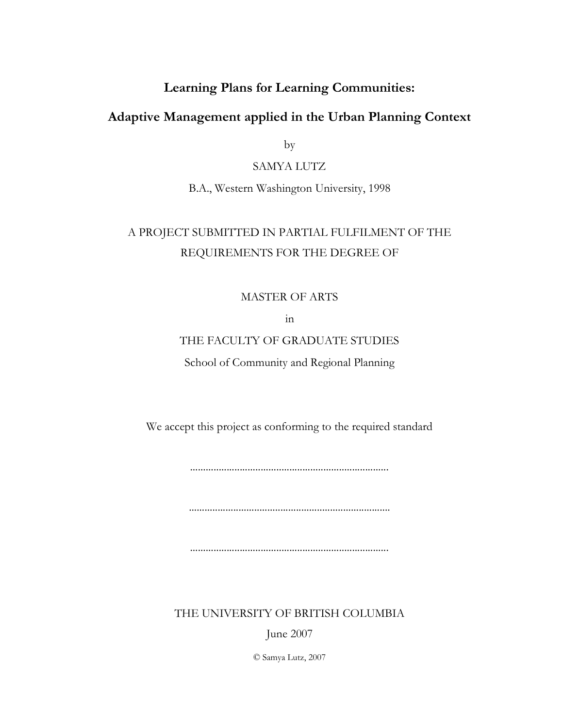# Learning Plans for Learning Communities:

# Adaptive Management applied in the Urban Planning Context

by

SAMYA LUTZ

B.A., Western Washington University, 1998

A PROJECT SUBMITTED IN PARTIAL FULFILMENT OF THE REQUIREMENTS FOR THE DEGREE OF

MASTER OF ARTS

in

THE FACULTY OF GRADUATE STUDIES

School of Community and Regional Planning

We accept this project as conforming to the required standard

............................................................................

............................................................................

............................................................................

THE UNIVERSITY OF BRITISH COLUMBIA

June 2007

© Samya Lutz, 2007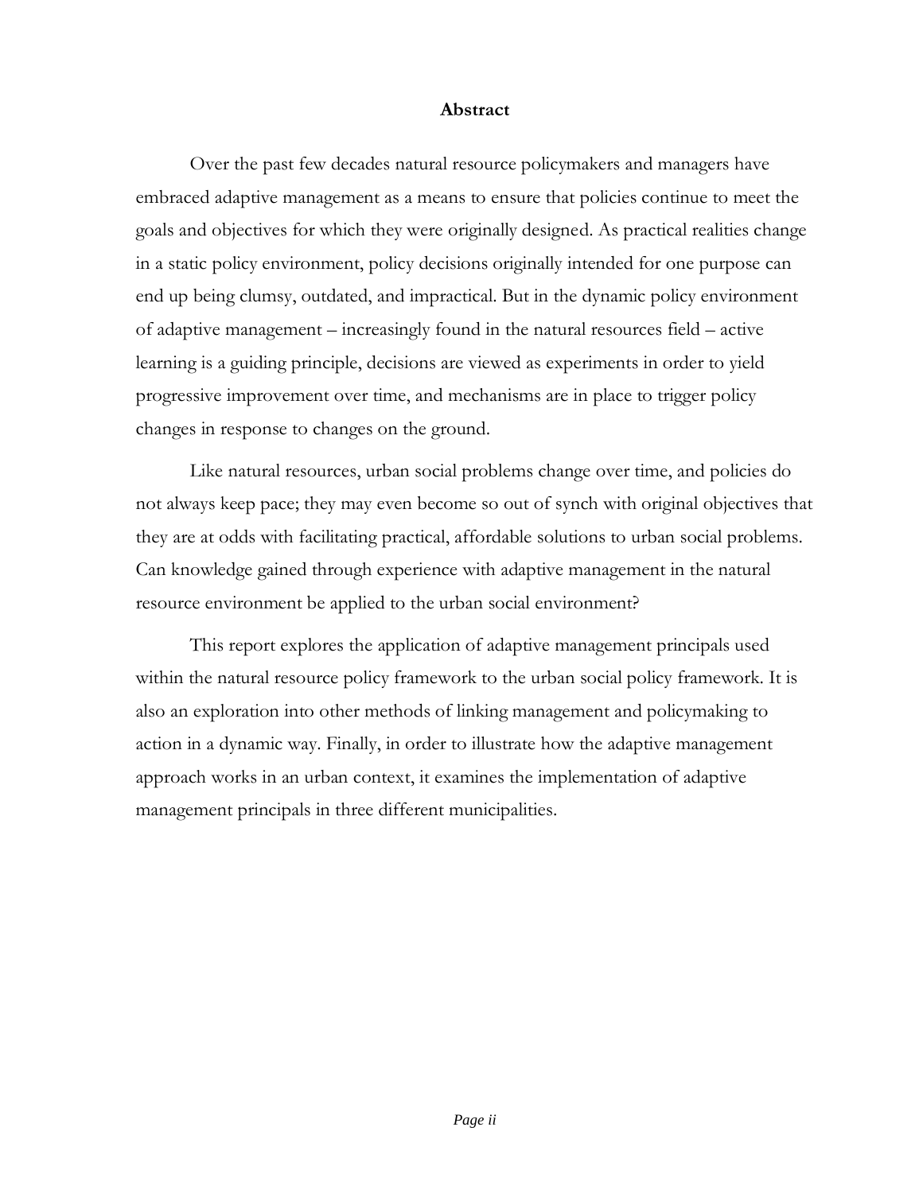# Abstract

Over the past few decades natural resource policymakers and managers have embraced adaptive management as a means to ensure that policies continue to meet the goals and objectives for which they were originally designed. As practical realities change in a static policy environment, policy decisions originally intended for one purpose can end up being clumsy, outdated, and impractical. But in the dynamic policy environment of adaptive management – increasingly found in the natural resources field – active learning is a guiding principle, decisions are viewed as experiments in order to yield progressive improvement over time, and mechanisms are in place to trigger policy changes in response to changes on the ground.

Like natural resources, urban social problems change over time, and policies do not always keep pace; they may even become so out of synch with original objectives that they are at odds with facilitating practical, affordable solutions to urban social problems. Can knowledge gained through experience with adaptive management in the natural resource environment be applied to the urban social environment?

This report explores the application of adaptive management principals used within the natural resource policy framework to the urban social policy framework. It is also an exploration into other methods of linking management and policymaking to action in a dynamic way. Finally, in order to illustrate how the adaptive management approach works in an urban context, it examines the implementation of adaptive management principals in three different municipalities.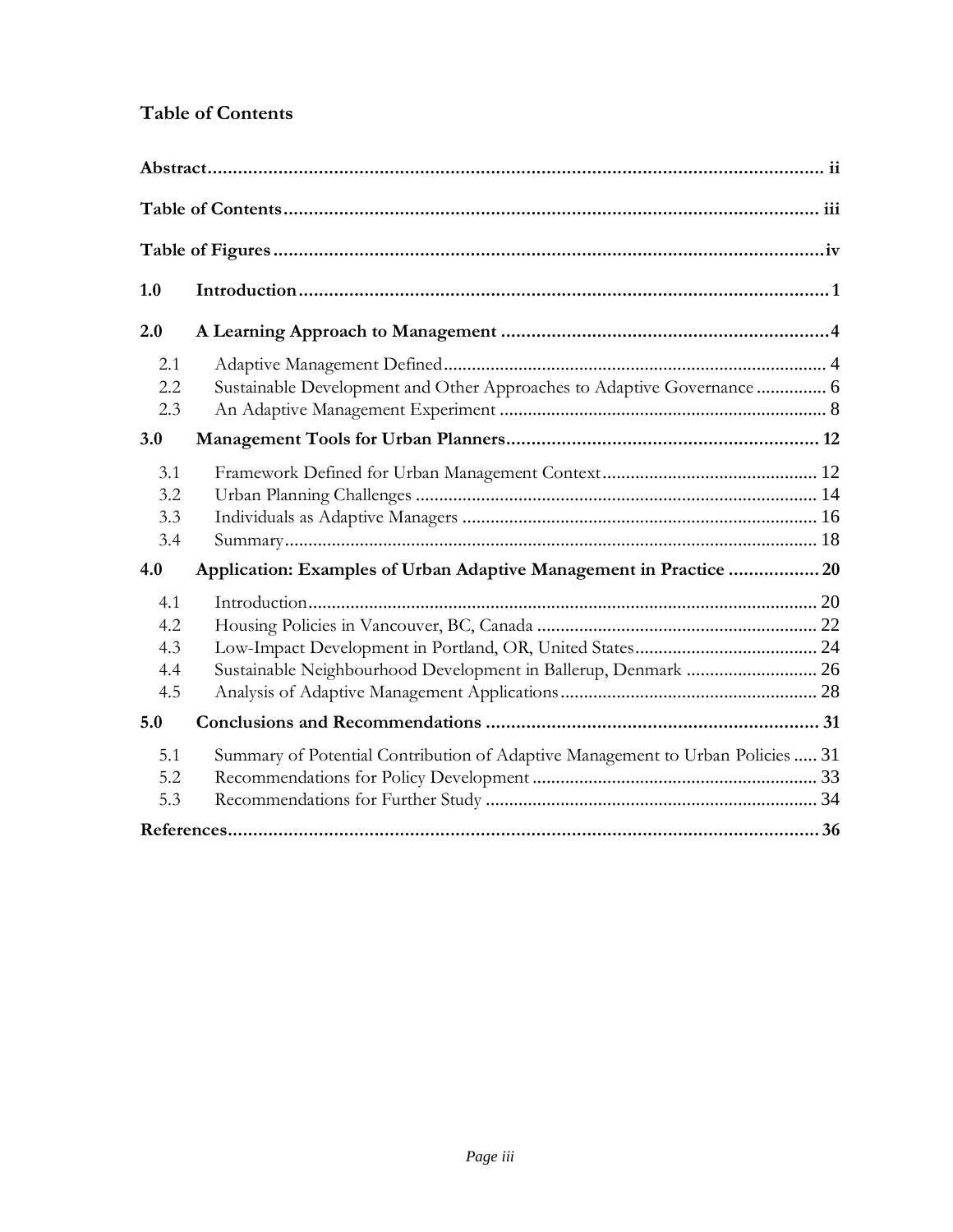## Table of Contents

**Abstract** ii

**Table of Contents** iii

**Table of Figures** iv

**1.0 Introduction** 1

**2.0 A Learning Approach to Management** 4

- 2.1 Adaptive Management Defined 4
- 2.2 Sustainable Development and Other Approaches to Adaptive Governance 6
- 2.3 An Adaptive Management Experiment 8

**3.0 Management Tools for Urban Planners** 12

- 3.1 Framework Defined for Urban Management Context 12
- 3.2 Urban Planning Challenges 14
- 3.3 Individuals as Adaptive Managers 16
- 3.4 Summary 18

**4.0 Application: Examples of Urban Adaptive Management in Practice** 20

- 4.1 Introduction 20
- 4.2 Housing Policies in Vancouver, BC, Canada 22
- 4.3 Low-Impact Development in Portland, OR, United States 24
- 4.4 Sustainable Neighbourhood Development in Ballerup, Denmark 26
- 4.5 Analysis of Adaptive Management Applications 28

**5.0 Conclusions and Recommendations** 31

- 5.1 Summary of Potential Contribution of Adaptive Management to Urban Policies 31
- 5.2 Recommendations for Policy Development 33
- 5.3 Recommendations for Further Study 34

**References** 36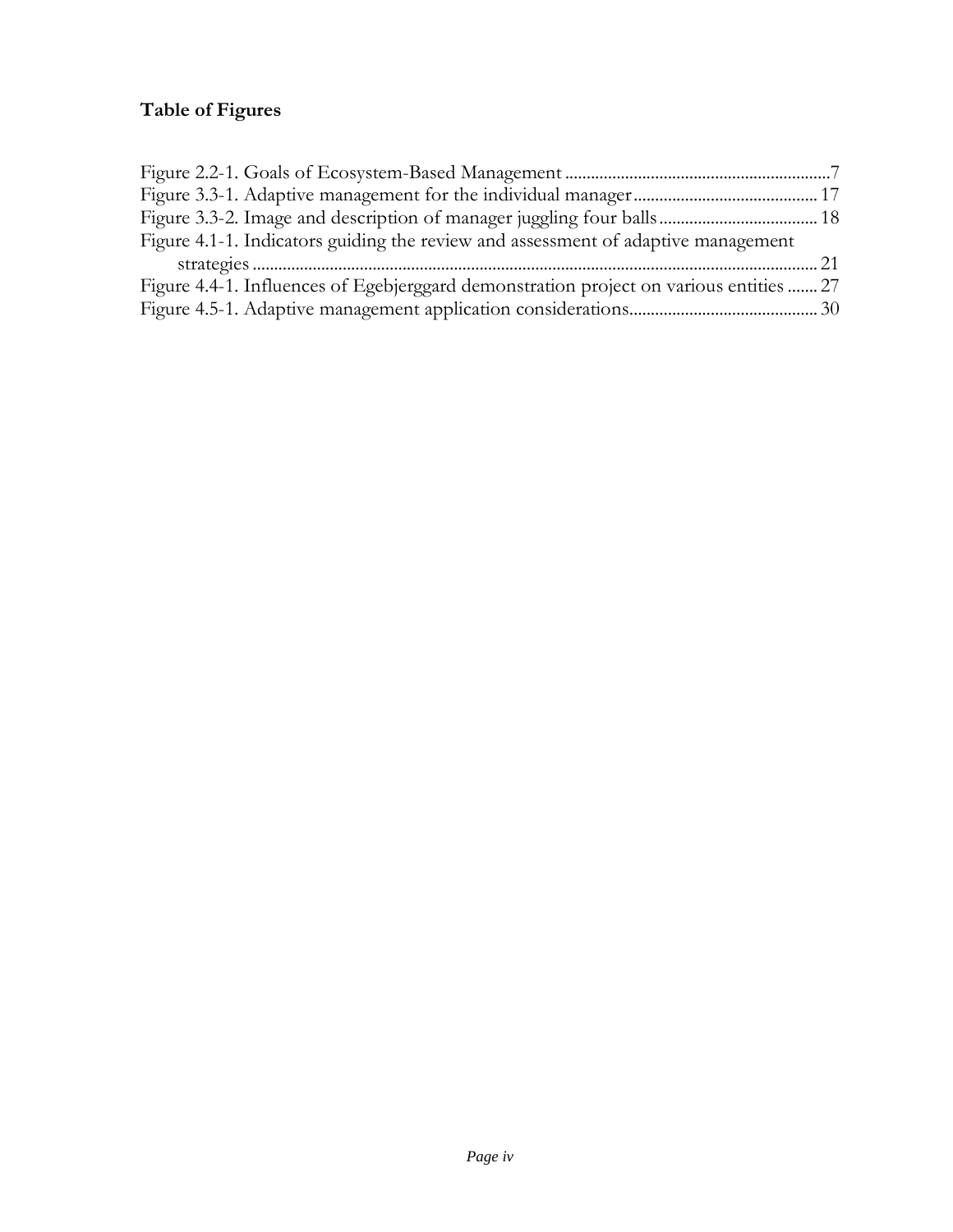# Table of Figures

Figure 2.2-1. Goals of Ecosystem-Based Management ............................................................. 7
Figure 3.3-1. Adaptive management for the individual manager ........................................... 17
Figure 3.3-2. Image and description of manager juggling four balls ..................................... 18
Figure 4.1-1. Indicators guiding the review and assessment of adaptive management strategies ..................................................................................................................... 21
Figure 4.4-1. Influences of Egebjerggard demonstration project on various entities ....... 27
Figure 4.5-1. Adaptive management application considerations ........................................... 30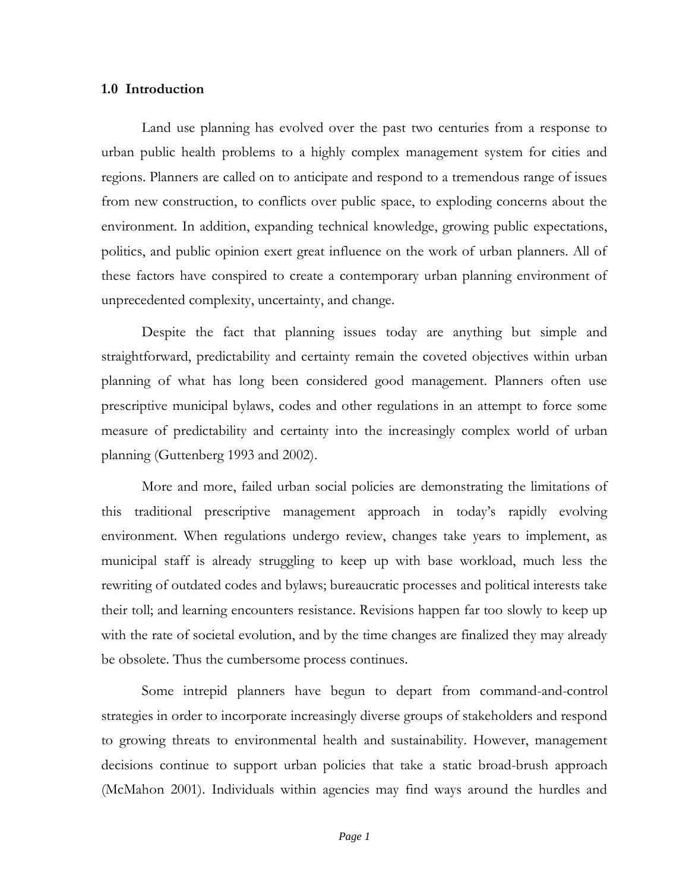## 1.0 Introduction

Land use planning has evolved over the past two centuries from a response to urban public health problems to a highly complex management system for cities and regions. Planners are called on to anticipate and respond to a tremendous range of issues from new construction, to conflicts over public space, to exploding concerns about the environment. In addition, expanding technical knowledge, growing public expectations, politics, and public opinion exert great influence on the work of urban planners. All of these factors have conspired to create a contemporary urban planning environment of unprecedented complexity, uncertainty, and change.

Despite the fact that planning issues today are anything but simple and straightforward, predictability and certainty remain the coveted objectives within urban planning of what has long been considered good management. Planners often use prescriptive municipal bylaws, codes and other regulations in an attempt to force some measure of predictability and certainty into the increasingly complex world of urban planning (Guttenberg 1993 and 2002).

More and more, failed urban social policies are demonstrating the limitations of this traditional prescriptive management approach in today's rapidly evolving environment. When regulations undergo review, changes take years to implement, as municipal staff is already struggling to keep up with base workload, much less the rewriting of outdated codes and bylaws; bureaucratic processes and political interests take their toll; and learning encounters resistance. Revisions happen far too slowly to keep up with the rate of societal evolution, and by the time changes are finalized they may already be obsolete. Thus the cumbersome process continues.

Some intrepid planners have begun to depart from command-and-control strategies in order to incorporate increasingly diverse groups of stakeholders and respond to growing threats to environmental health and sustainability. However, management decisions continue to support urban policies that take a static broad-brush approach (McMahon 2001). Individuals within agencies may find ways around the hurdles and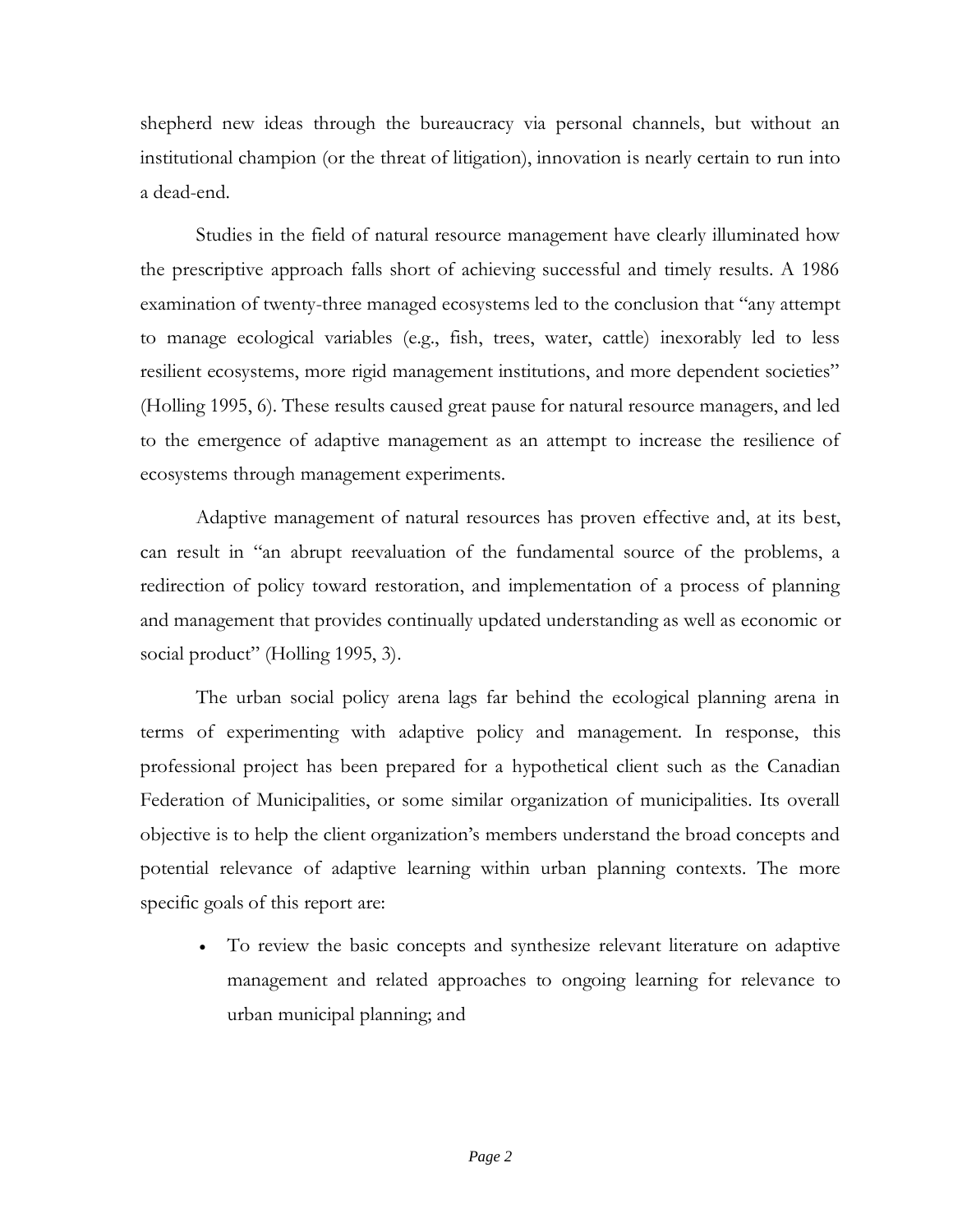shepherd new ideas through the bureaucracy via personal channels, but without an institutional champion (or the threat of litigation), innovation is nearly certain to run into a dead-end.

Studies in the field of natural resource management have clearly illuminated how the prescriptive approach falls short of achieving successful and timely results. A 1986 examination of twenty-three managed ecosystems led to the conclusion that "any attempt to manage ecological variables (e.g., fish, trees, water, cattle) inexorably led to less resilient ecosystems, more rigid management institutions, and more dependent societies" (Holling 1995, 6). These results caused great pause for natural resource managers, and led to the emergence of adaptive management as an attempt to increase the resilience of ecosystems through management experiments.

Adaptive management of natural resources has proven effective and, at its best, can result in "an abrupt reevaluation of the fundamental source of the problems, a redirection of policy toward restoration, and implementation of a process of planning and management that provides continually updated understanding as well as economic or social product" (Holling 1995, 3).

The urban social policy arena lags far behind the ecological planning arena in terms of experimenting with adaptive policy and management. In response, this professional project has been prepared for a hypothetical client such as the Canadian Federation of Municipalities, or some similar organization of municipalities. Its overall objective is to help the client organization's members understand the broad concepts and potential relevance of adaptive learning within urban planning contexts. The more specific goals of this report are:

- To review the basic concepts and synthesize relevant literature on adaptive management and related approaches to ongoing learning for relevance to urban municipal planning; and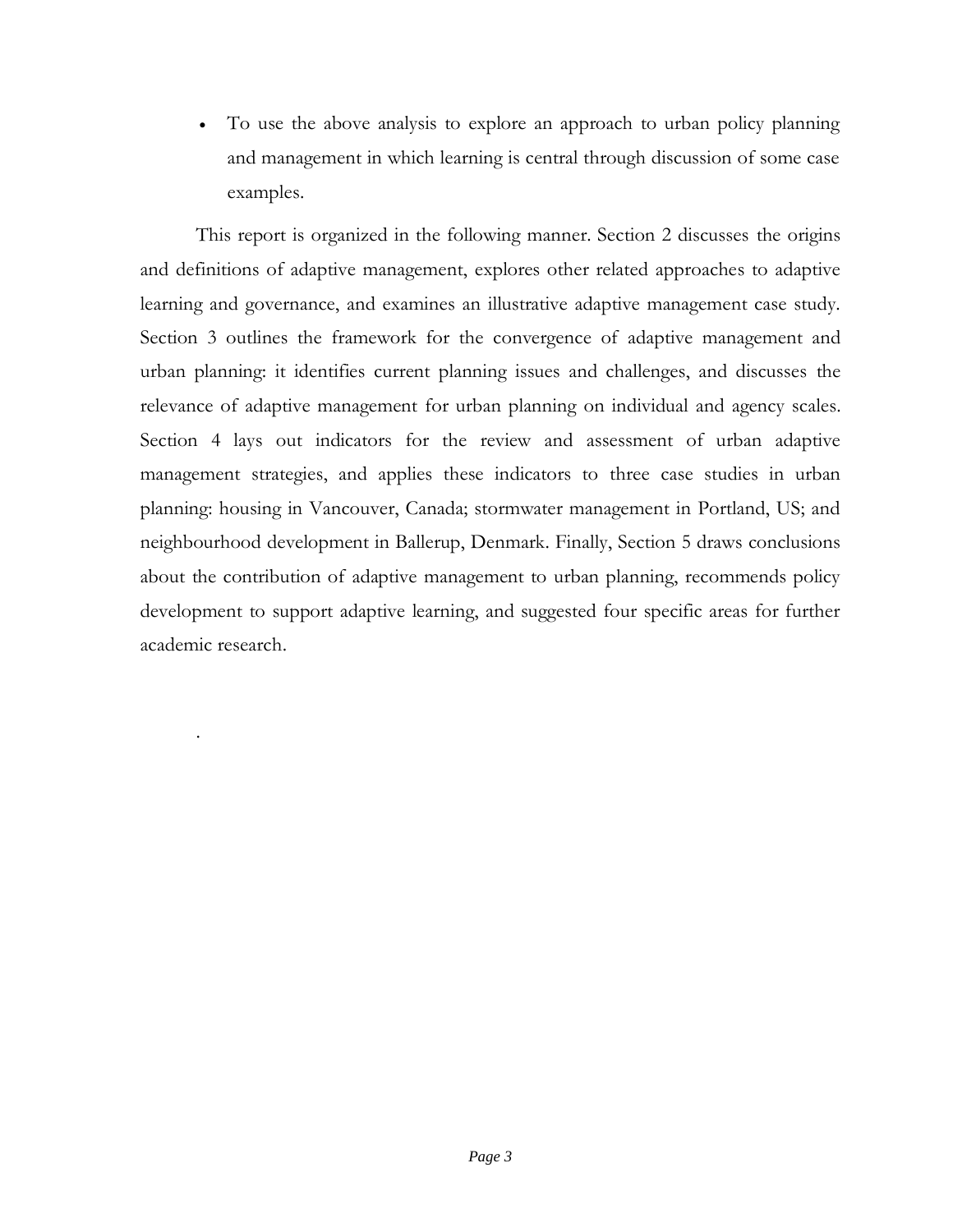- To use the above analysis to explore an approach to urban policy planning and management in which learning is central through discussion of some case examples.

This report is organized in the following manner. Section 2 discusses the origins and definitions of adaptive management, explores other related approaches to adaptive learning and governance, and examines an illustrative adaptive management case study. Section 3 outlines the framework for the convergence of adaptive management and urban planning: it identifies current planning issues and challenges, and discusses the relevance of adaptive management for urban planning on individual and agency scales. Section 4 lays out indicators for the review and assessment of urban adaptive management strategies, and applies these indicators to three case studies in urban planning: housing in Vancouver, Canada; stormwater management in Portland, US; and neighbourhood development in Ballerup, Denmark. Finally, Section 5 draws conclusions about the contribution of adaptive management to urban planning, recommends policy development to support adaptive learning, and suggested four specific areas for further academic research.

.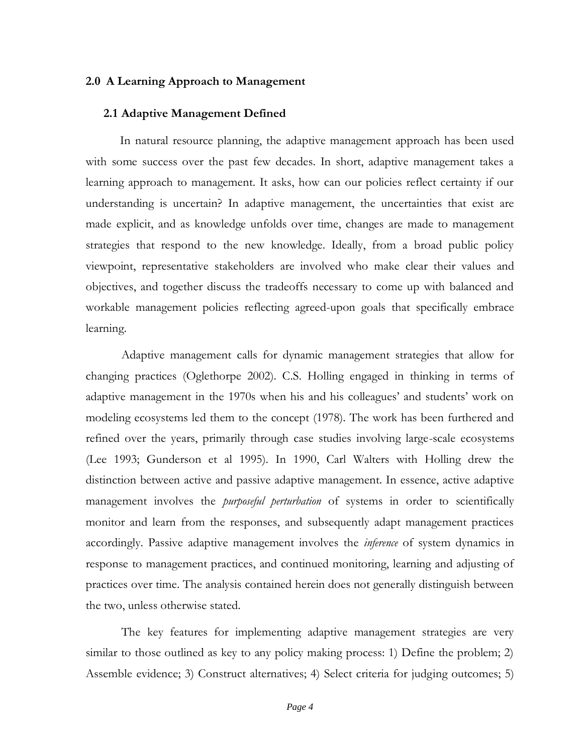## 2.0 A Learning Approach to Management

### 2.1 Adaptive Management Defined

In natural resource planning, the adaptive management approach has been used with some success over the past few decades. In short, adaptive management takes a learning approach to management. It asks, how can our policies reflect certainty if our understanding is uncertain? In adaptive management, the uncertainties that exist are made explicit, and as knowledge unfolds over time, changes are made to management strategies that respond to the new knowledge. Ideally, from a broad public policy viewpoint, representative stakeholders are involved who make clear their values and objectives, and together discuss the tradeoffs necessary to come up with balanced and workable management policies reflecting agreed-upon goals that specifically embrace learning.

Adaptive management calls for dynamic management strategies that allow for changing practices (Oglethorpe 2002). C.S. Holling engaged in thinking in terms of adaptive management in the 1970s when his and his colleagues' and students' work on modeling ecosystems led them to the concept (1978). The work has been furthered and refined over the years, primarily through case studies involving large-scale ecosystems (Lee 1993; Gunderson et al 1995). In 1990, Carl Walters with Holling drew the distinction between active and passive adaptive management. In essence, active adaptive management involves the *purposeful perturbation* of systems in order to scientifically monitor and learn from the responses, and subsequently adapt management practices accordingly. Passive adaptive management involves the *inference* of system dynamics in response to management practices, and continued monitoring, learning and adjusting of practices over time. The analysis contained herein does not generally distinguish between the two, unless otherwise stated.

The key features for implementing adaptive management strategies are very similar to those outlined as key to any policy making process: 1) Define the problem; 2) Assemble evidence; 3) Construct alternatives; 4) Select criteria for judging outcomes; 5)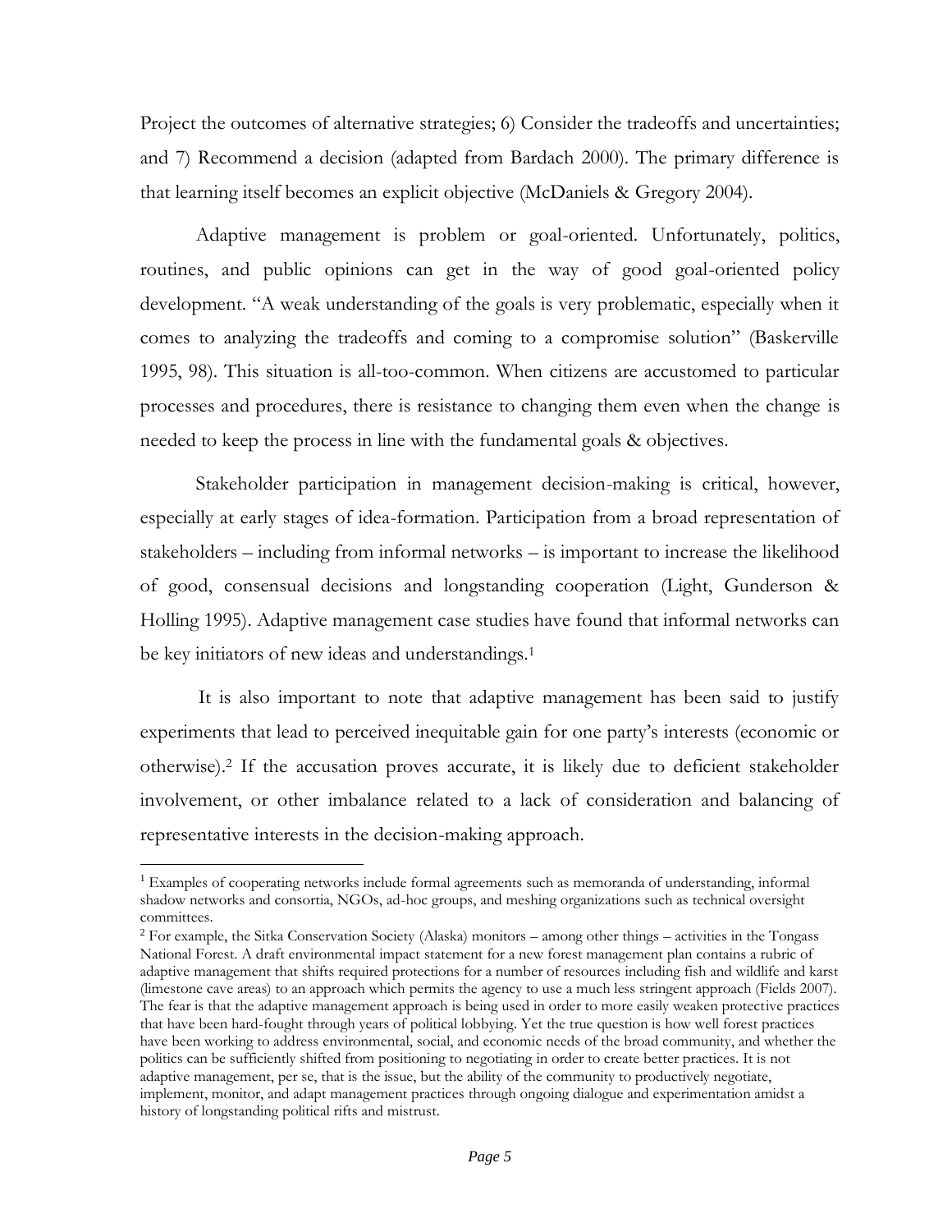Project the outcomes of alternative strategies; 6) Consider the tradeoffs and uncertainties; and 7) Recommend a decision (adapted from Bardach 2000). The primary difference is that learning itself becomes an explicit objective (McDaniels & Gregory 2004).

Adaptive management is problem or goal-oriented. Unfortunately, politics, routines, and public opinions can get in the way of good goal-oriented policy development. "A weak understanding of the goals is very problematic, especially when it comes to analyzing the tradeoffs and coming to a compromise solution" (Baskerville 1995, 98). This situation is all-too-common. When citizens are accustomed to particular processes and procedures, there is resistance to changing them even when the change is needed to keep the process in line with the fundamental goals & objectives.

Stakeholder participation in management decision-making is critical, however, especially at early stages of idea-formation. Participation from a broad representation of stakeholders – including from informal networks – is important to increase the likelihood of good, consensual decisions and longstanding cooperation (Light, Gunderson & Holling 1995). Adaptive management case studies have found that informal networks can be key initiators of new ideas and understandings.[1]

It is also important to note that adaptive management has been said to justify experiments that lead to perceived inequitable gain for one party's interests (economic or otherwise).[2] If the accusation proves accurate, it is likely due to deficient stakeholder involvement, or other imbalance related to a lack of consideration and balancing of representative interests in the decision-making approach.

---

[1] Examples of cooperating networks include formal agreements such as memoranda of understanding, informal shadow networks and consortia, NGOs, ad-hoc groups, and meshing organizations such as technical oversight committees.

[2] For example, the Sitka Conservation Society (Alaska) monitors – among other things – activities in the Tongass National Forest. A draft environmental impact statement for a new forest management plan contains a rubric of adaptive management that shifts required protections for a number of resources including fish and wildlife and karst (limestone cave areas) to an approach which permits the agency to use a much less stringent approach (Fields 2007). The fear is that the adaptive management approach is being used in order to more easily weaken protective practices that have been hard-fought through years of political lobbying. Yet the true question is how well forest practices have been working to address environmental, social, and economic needs of the broad community, and whether the politics can be sufficiently shifted from positioning to negotiating in order to create better practices. It is not adaptive management, per se, that is the issue, but the ability of the community to productively negotiate, implement, monitor, and adapt management practices through ongoing dialogue and experimentation amidst a history of longstanding political rifts and mistrust.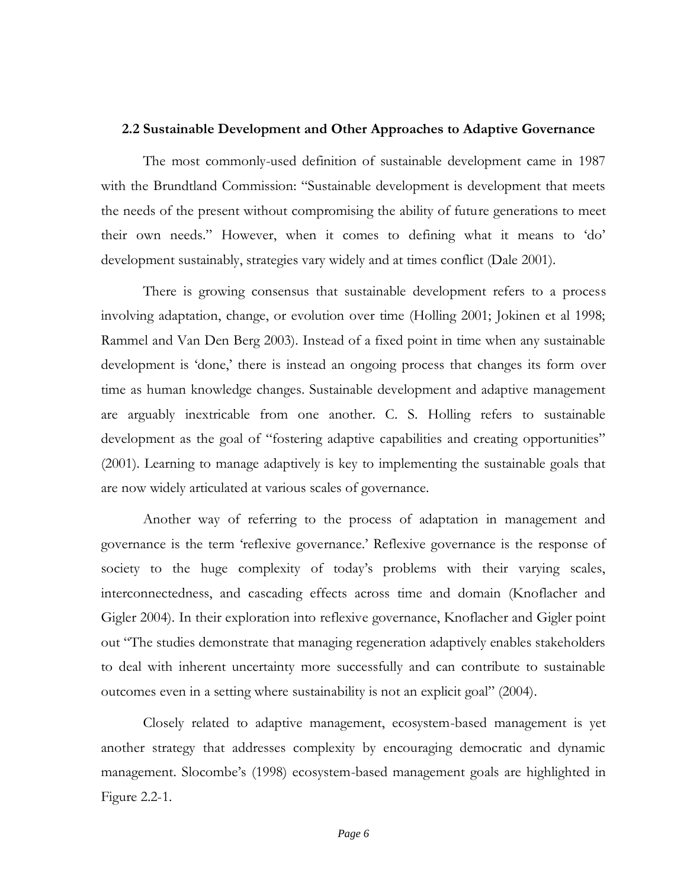## 2.2 Sustainable Development and Other Approaches to Adaptive Governance

The most commonly-used definition of sustainable development came in 1987 with the Brundtland Commission: "Sustainable development is development that meets the needs of the present without compromising the ability of future generations to meet their own needs." However, when it comes to defining what it means to 'do' development sustainably, strategies vary widely and at times conflict (Dale 2001).

There is growing consensus that sustainable development refers to a process involving adaptation, change, or evolution over time (Holling 2001; Jokinen et al 1998; Rammel and Van Den Berg 2003). Instead of a fixed point in time when any sustainable development is 'done,' there is instead an ongoing process that changes its form over time as human knowledge changes. Sustainable development and adaptive management are arguably inextricable from one another. C. S. Holling refers to sustainable development as the goal of "fostering adaptive capabilities and creating opportunities" (2001). Learning to manage adaptively is key to implementing the sustainable goals that are now widely articulated at various scales of governance.

Another way of referring to the process of adaptation in management and governance is the term 'reflexive governance.' Reflexive governance is the response of society to the huge complexity of today's problems with their varying scales, interconnectedness, and cascading effects across time and domain (Knoflacher and Gigler 2004). In their exploration into reflexive governance, Knoflacher and Gigler point out "The studies demonstrate that managing regeneration adaptively enables stakeholders to deal with inherent uncertainty more successfully and can contribute to sustainable outcomes even in a setting where sustainability is not an explicit goal" (2004).

Closely related to adaptive management, ecosystem-based management is yet another strategy that addresses complexity by encouraging democratic and dynamic management. Slocombe's (1998) ecosystem-based management goals are highlighted in Figure 2.2-1.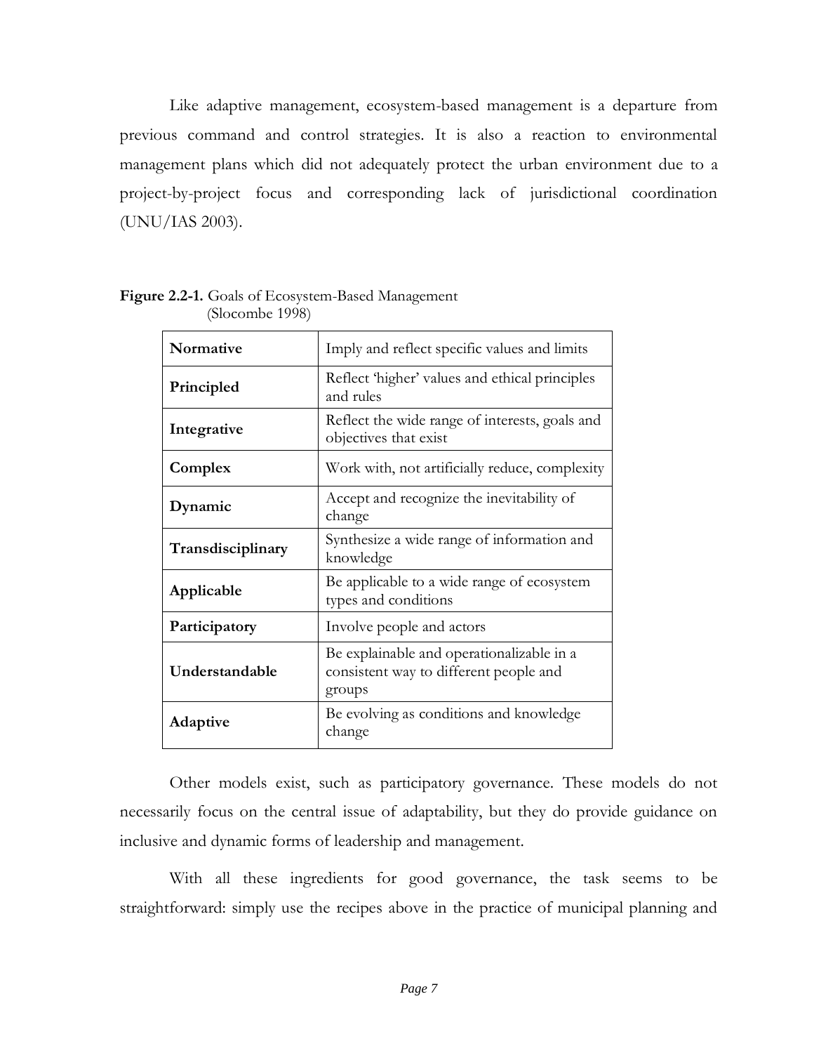Like adaptive management, ecosystem-based management is a departure from previous command and control strategies. It is also a reaction to environmental management plans which did not adequately protect the urban environment due to a project-by-project focus and corresponding lack of jurisdictional coordination (UNU/IAS 2003).

**Figure 2.2-1.** Goals of Ecosystem-Based Management (Slocombe 1998)

| | |
|---|---|
| **Normative** | Imply and reflect specific values and limits |
| **Principled** | Reflect 'higher' values and ethical principles and rules |
| **Integrative** | Reflect the wide range of interests, goals and objectives that exist |
| **Complex** | Work with, not artificially reduce, complexity |
| **Dynamic** | Accept and recognize the inevitability of change |
| **Transdisciplinary** | Synthesize a wide range of information and knowledge |
| **Applicable** | Be applicable to a wide range of ecosystem types and conditions |
| **Participatory** | Involve people and actors |
| **Understandable** | Be explainable and operationalizable in a consistent way to different people and groups |
| **Adaptive** | Be evolving as conditions and knowledge change |

Other models exist, such as participatory governance. These models do not necessarily focus on the central issue of adaptability, but they do provide guidance on inclusive and dynamic forms of leadership and management.

With all these ingredients for good governance, the task seems to be straightforward: simply use the recipes above in the practice of municipal planning and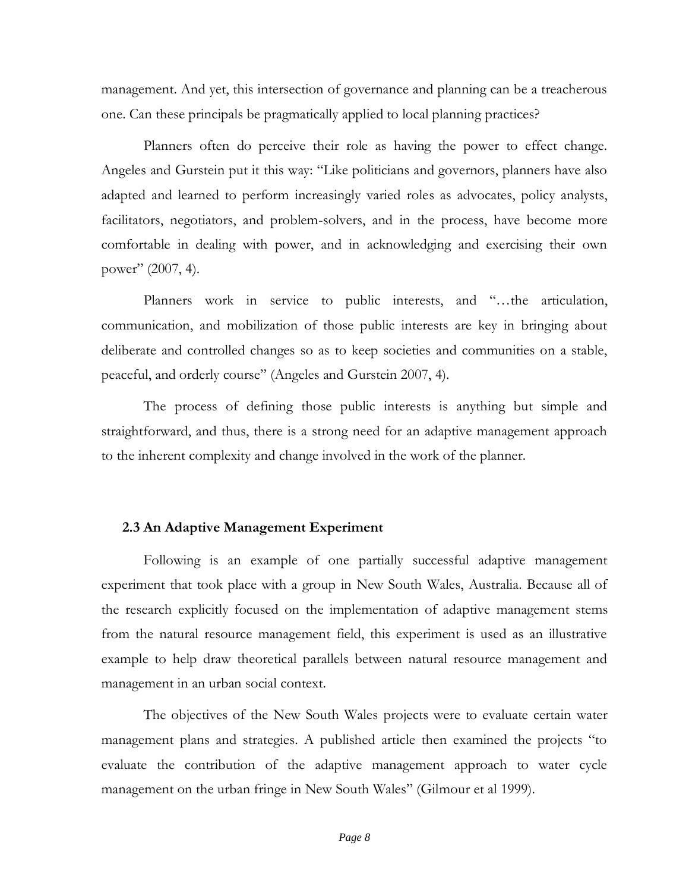management. And yet, this intersection of governance and planning can be a treacherous one. Can these principals be pragmatically applied to local planning practices?

Planners often do perceive their role as having the power to effect change. Angeles and Gurstein put it this way: "Like politicians and governors, planners have also adapted and learned to perform increasingly varied roles as advocates, policy analysts, facilitators, negotiators, and problem-solvers, and in the process, have become more comfortable in dealing with power, and in acknowledging and exercising their own power" (2007, 4).

Planners work in service to public interests, and "…the articulation, communication, and mobilization of those public interests are key in bringing about deliberate and controlled changes so as to keep societies and communities on a stable, peaceful, and orderly course" (Angeles and Gurstein 2007, 4).

The process of defining those public interests is anything but simple and straightforward, and thus, there is a strong need for an adaptive management approach to the inherent complexity and change involved in the work of the planner.

### 2.3 An Adaptive Management Experiment

Following is an example of one partially successful adaptive management experiment that took place with a group in New South Wales, Australia. Because all of the research explicitly focused on the implementation of adaptive management stems from the natural resource management field, this experiment is used as an illustrative example to help draw theoretical parallels between natural resource management and management in an urban social context.

The objectives of the New South Wales projects were to evaluate certain water management plans and strategies. A published article then examined the projects "to evaluate the contribution of the adaptive management approach to water cycle management on the urban fringe in New South Wales" (Gilmour et al 1999).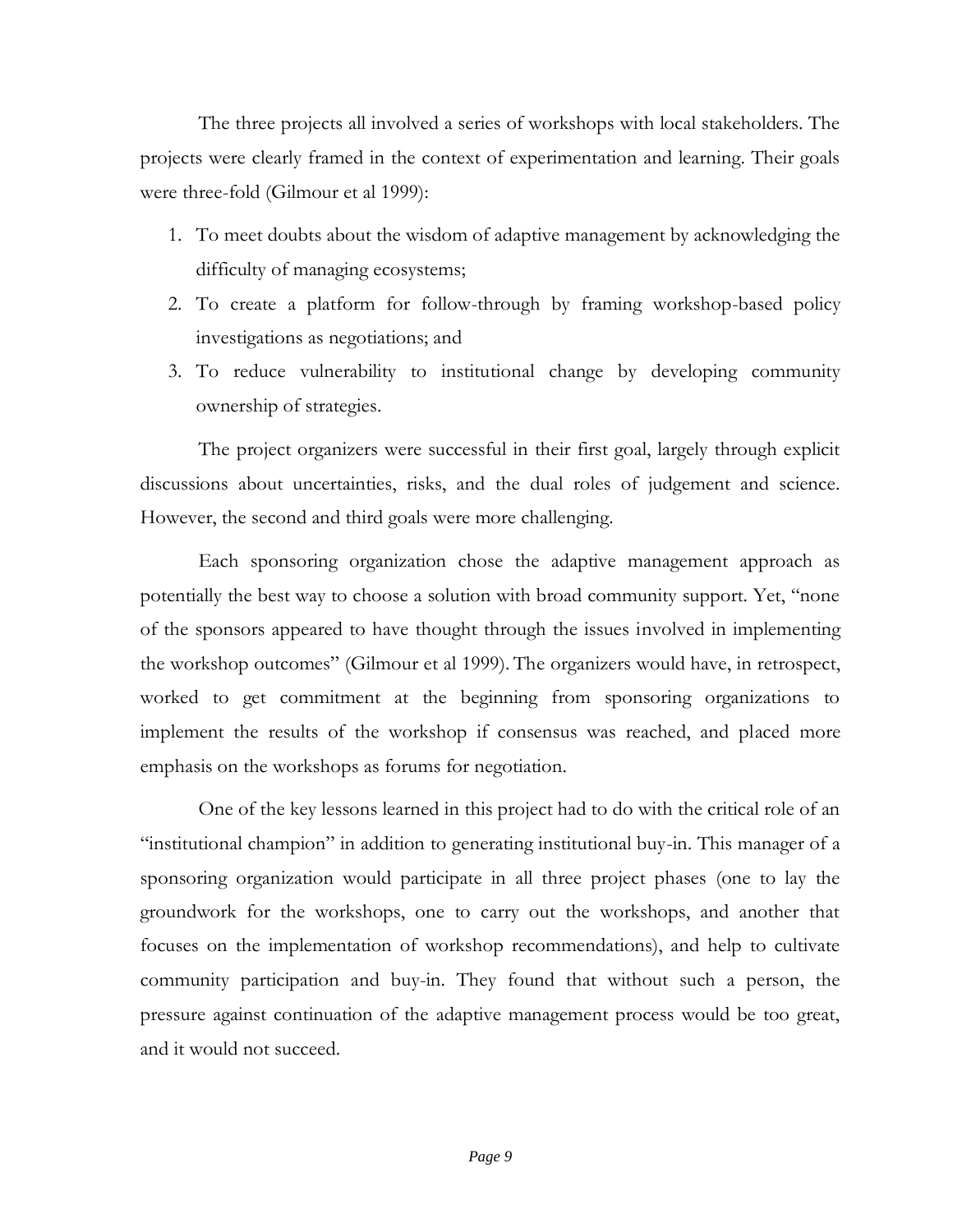The three projects all involved a series of workshops with local stakeholders. The projects were clearly framed in the context of experimentation and learning. Their goals were three-fold (Gilmour et al 1999):

1. To meet doubts about the wisdom of adaptive management by acknowledging the difficulty of managing ecosystems;
2. To create a platform for follow-through by framing workshop-based policy investigations as negotiations; and
3. To reduce vulnerability to institutional change by developing community ownership of strategies.

The project organizers were successful in their first goal, largely through explicit discussions about uncertainties, risks, and the dual roles of judgement and science. However, the second and third goals were more challenging.

Each sponsoring organization chose the adaptive management approach as potentially the best way to choose a solution with broad community support. Yet, "none of the sponsors appeared to have thought through the issues involved in implementing the workshop outcomes" (Gilmour et al 1999). The organizers would have, in retrospect, worked to get commitment at the beginning from sponsoring organizations to implement the results of the workshop if consensus was reached, and placed more emphasis on the workshops as forums for negotiation.

One of the key lessons learned in this project had to do with the critical role of an "institutional champion" in addition to generating institutional buy-in. This manager of a sponsoring organization would participate in all three project phases (one to lay the groundwork for the workshops, one to carry out the workshops, and another that focuses on the implementation of workshop recommendations), and help to cultivate community participation and buy-in. They found that without such a person, the pressure against continuation of the adaptive management process would be too great, and it would not succeed.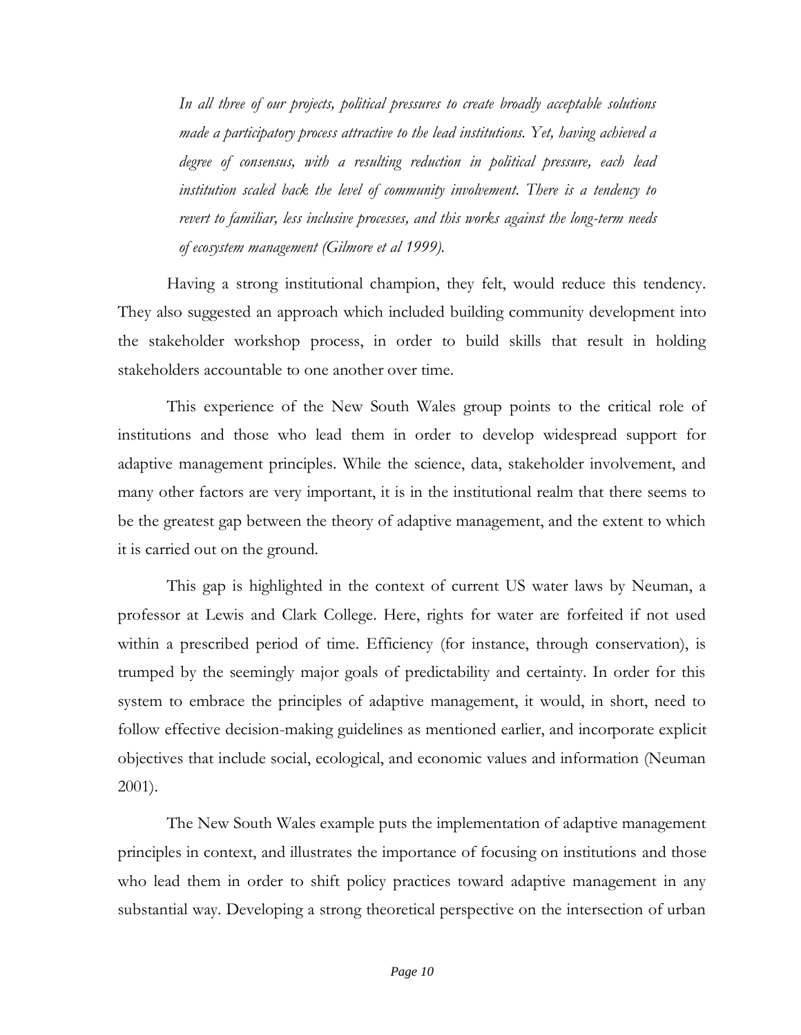> *In all three of our projects, political pressures to create broadly acceptable solutions made a participatory process attractive to the lead institutions. Yet, having achieved a degree of consensus, with a resulting reduction in political pressure, each lead institution scaled back the level of community involvement. There is a tendency to revert to familiar, less inclusive processes, and this works against the long-term needs of ecosystem management (Gilmore et al 1999).*

Having a strong institutional champion, they felt, would reduce this tendency. They also suggested an approach which included building community development into the stakeholder workshop process, in order to build skills that result in holding stakeholders accountable to one another over time.

This experience of the New South Wales group points to the critical role of institutions and those who lead them in order to develop widespread support for adaptive management principles. While the science, data, stakeholder involvement, and many other factors are very important, it is in the institutional realm that there seems to be the greatest gap between the theory of adaptive management, and the extent to which it is carried out on the ground.

This gap is highlighted in the context of current US water laws by Neuman, a professor at Lewis and Clark College. Here, rights for water are forfeited if not used within a prescribed period of time. Efficiency (for instance, through conservation), is trumped by the seemingly major goals of predictability and certainty. In order for this system to embrace the principles of adaptive management, it would, in short, need to follow effective decision-making guidelines as mentioned earlier, and incorporate explicit objectives that include social, ecological, and economic values and information (Neuman 2001).

The New South Wales example puts the implementation of adaptive management principles in context, and illustrates the importance of focusing on institutions and those who lead them in order to shift policy practices toward adaptive management in any substantial way. Developing a strong theoretical perspective on the intersection of urban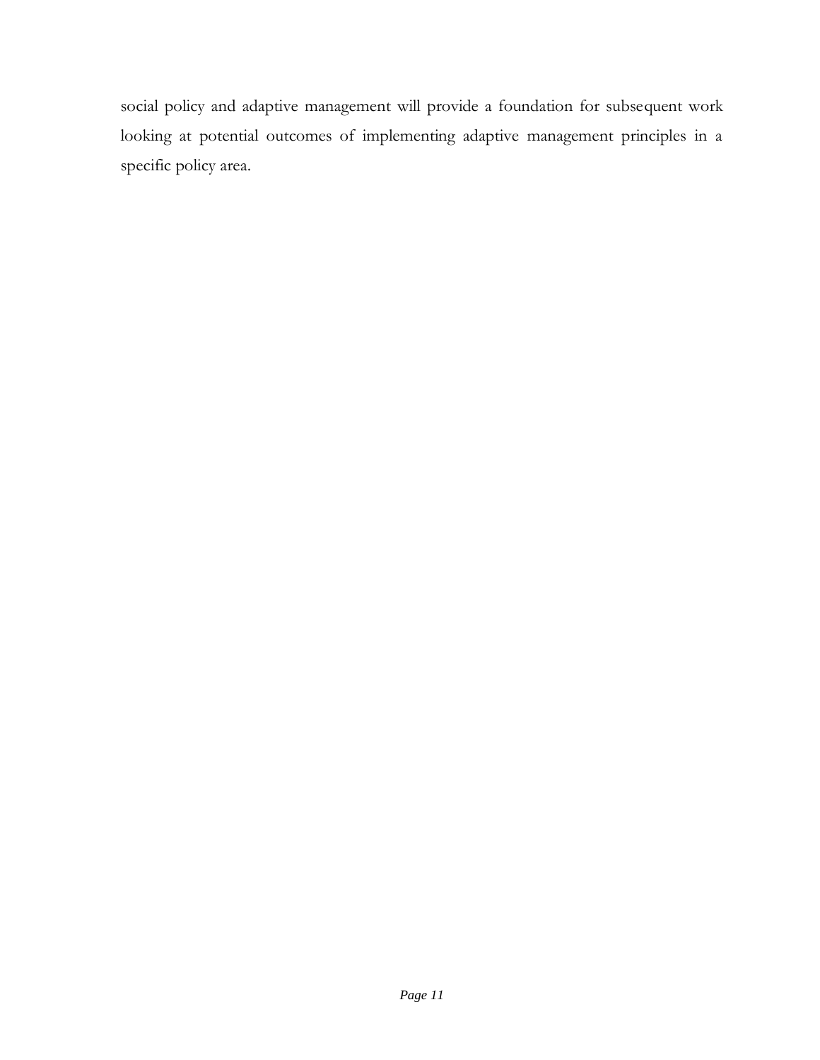social policy and adaptive management will provide a foundation for subsequent work looking at potential outcomes of implementing adaptive management principles in a specific policy area.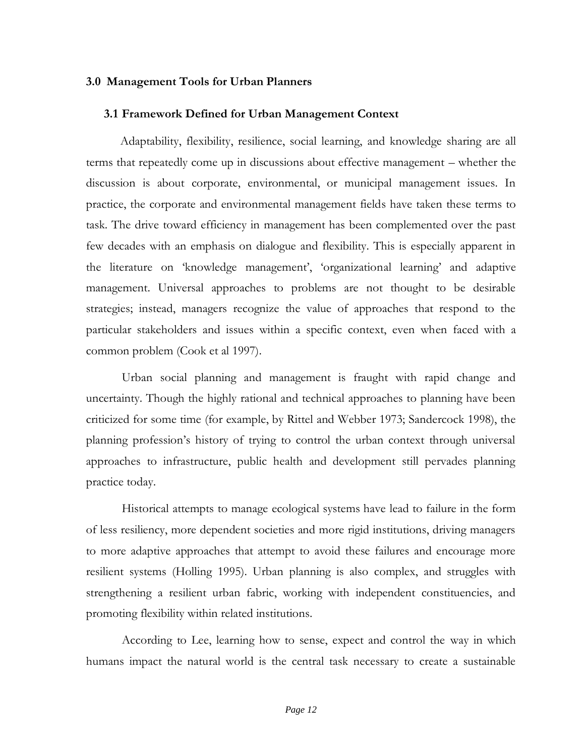## 3.0 Management Tools for Urban Planners

### 3.1 Framework Defined for Urban Management Context

Adaptability, flexibility, resilience, social learning, and knowledge sharing are all terms that repeatedly come up in discussions about effective management – whether the discussion is about corporate, environmental, or municipal management issues. In practice, the corporate and environmental management fields have taken these terms to task. The drive toward efficiency in management has been complemented over the past few decades with an emphasis on dialogue and flexibility. This is especially apparent in the literature on 'knowledge management', 'organizational learning' and adaptive management. Universal approaches to problems are not thought to be desirable strategies; instead, managers recognize the value of approaches that respond to the particular stakeholders and issues within a specific context, even when faced with a common problem (Cook et al 1997).

Urban social planning and management is fraught with rapid change and uncertainty. Though the highly rational and technical approaches to planning have been criticized for some time (for example, by Rittel and Webber 1973; Sandercock 1998), the planning profession's history of trying to control the urban context through universal approaches to infrastructure, public health and development still pervades planning practice today.

Historical attempts to manage ecological systems have lead to failure in the form of less resiliency, more dependent societies and more rigid institutions, driving managers to more adaptive approaches that attempt to avoid these failures and encourage more resilient systems (Holling 1995). Urban planning is also complex, and struggles with strengthening a resilient urban fabric, working with independent constituencies, and promoting flexibility within related institutions.

According to Lee, learning how to sense, expect and control the way in which humans impact the natural world is the central task necessary to create a sustainable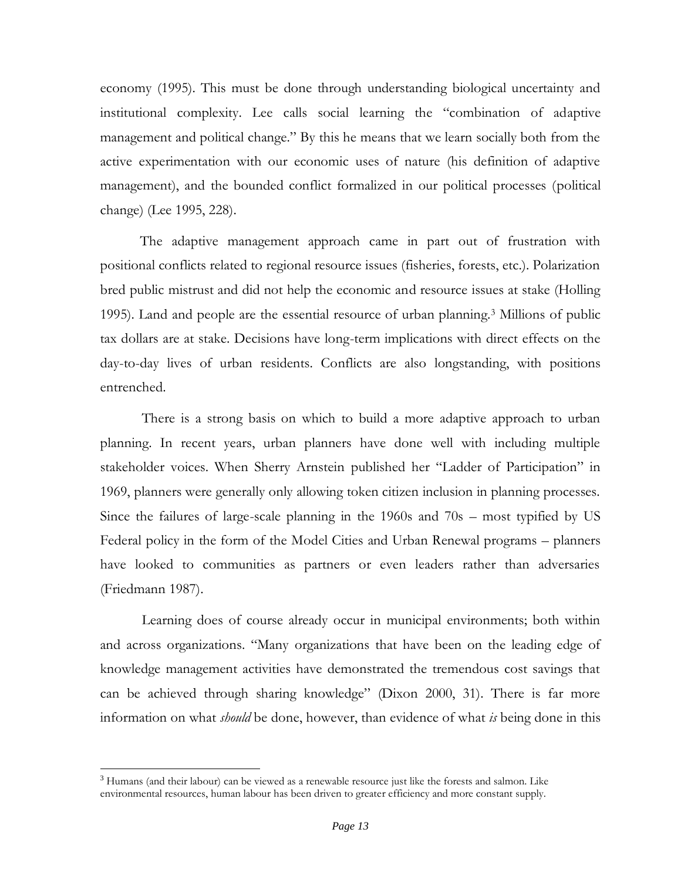economy (1995). This must be done through understanding biological uncertainty and institutional complexity. Lee calls social learning the "combination of adaptive management and political change." By this he means that we learn socially both from the active experimentation with our economic uses of nature (his definition of adaptive management), and the bounded conflict formalized in our political processes (political change) (Lee 1995, 228).

The adaptive management approach came in part out of frustration with positional conflicts related to regional resource issues (fisheries, forests, etc.). Polarization bred public mistrust and did not help the economic and resource issues at stake (Holling 1995). Land and people are the essential resource of urban planning.[3] Millions of public tax dollars are at stake. Decisions have long-term implications with direct effects on the day-to-day lives of urban residents. Conflicts are also longstanding, with positions entrenched.

There is a strong basis on which to build a more adaptive approach to urban planning. In recent years, urban planners have done well with including multiple stakeholder voices. When Sherry Arnstein published her "Ladder of Participation" in 1969, planners were generally only allowing token citizen inclusion in planning processes. Since the failures of large-scale planning in the 1960s and 70s – most typified by US Federal policy in the form of the Model Cities and Urban Renewal programs – planners have looked to communities as partners or even leaders rather than adversaries (Friedmann 1987).

Learning does of course already occur in municipal environments; both within and across organizations. "Many organizations that have been on the leading edge of knowledge management activities have demonstrated the tremendous cost savings that can be achieved through sharing knowledge" (Dixon 2000, 31). There is far more information on what *should* be done, however, than evidence of what *is* being done in this

---

[3] Humans (and their labour) can be viewed as a renewable resource just like the forests and salmon. Like environmental resources, human labour has been driven to greater efficiency and more constant supply.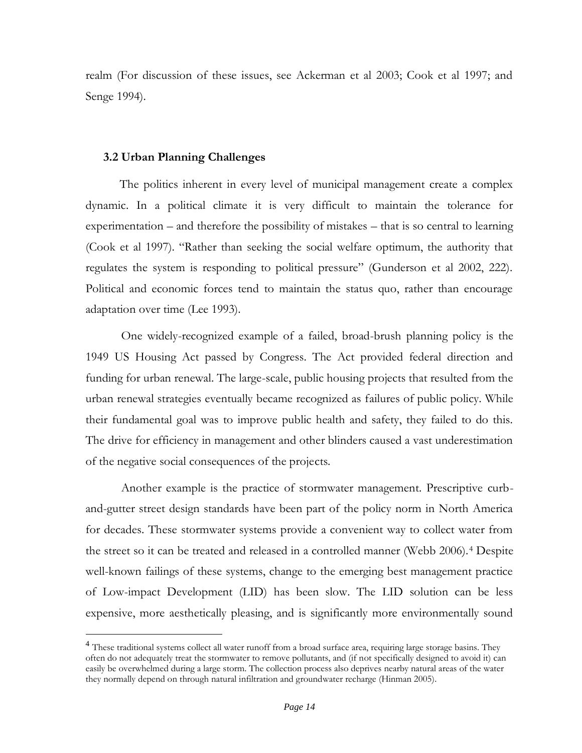realm (For discussion of these issues, see Ackerman et al 2003; Cook et al 1997; and Senge 1994).

### 3.2 Urban Planning Challenges

The politics inherent in every level of municipal management create a complex dynamic. In a political climate it is very difficult to maintain the tolerance for experimentation – and therefore the possibility of mistakes – that is so central to learning (Cook et al 1997). "Rather than seeking the social welfare optimum, the authority that regulates the system is responding to political pressure" (Gunderson et al 2002, 222). Political and economic forces tend to maintain the status quo, rather than encourage adaptation over time (Lee 1993).

One widely-recognized example of a failed, broad-brush planning policy is the 1949 US Housing Act passed by Congress. The Act provided federal direction and funding for urban renewal. The large-scale, public housing projects that resulted from the urban renewal strategies eventually became recognized as failures of public policy. While their fundamental goal was to improve public health and safety, they failed to do this. The drive for efficiency in management and other blinders caused a vast underestimation of the negative social consequences of the projects.

Another example is the practice of stormwater management. Prescriptive curb-and-gutter street design standards have been part of the policy norm in North America for decades. These stormwater systems provide a convenient way to collect water from the street so it can be treated and released in a controlled manner (Webb 2006).[4] Despite well-known failings of these systems, change to the emerging best management practice of Low-impact Development (LID) has been slow. The LID solution can be less expensive, more aesthetically pleasing, and is significantly more environmentally sound

[4] These traditional systems collect all water runoff from a broad surface area, requiring large storage basins. They often do not adequately treat the stormwater to remove pollutants, and (if not specifically designed to avoid it) can easily be overwhelmed during a large storm. The collection process also deprives nearby natural areas of the water they normally depend on through natural infiltration and groundwater recharge (Hinman 2005).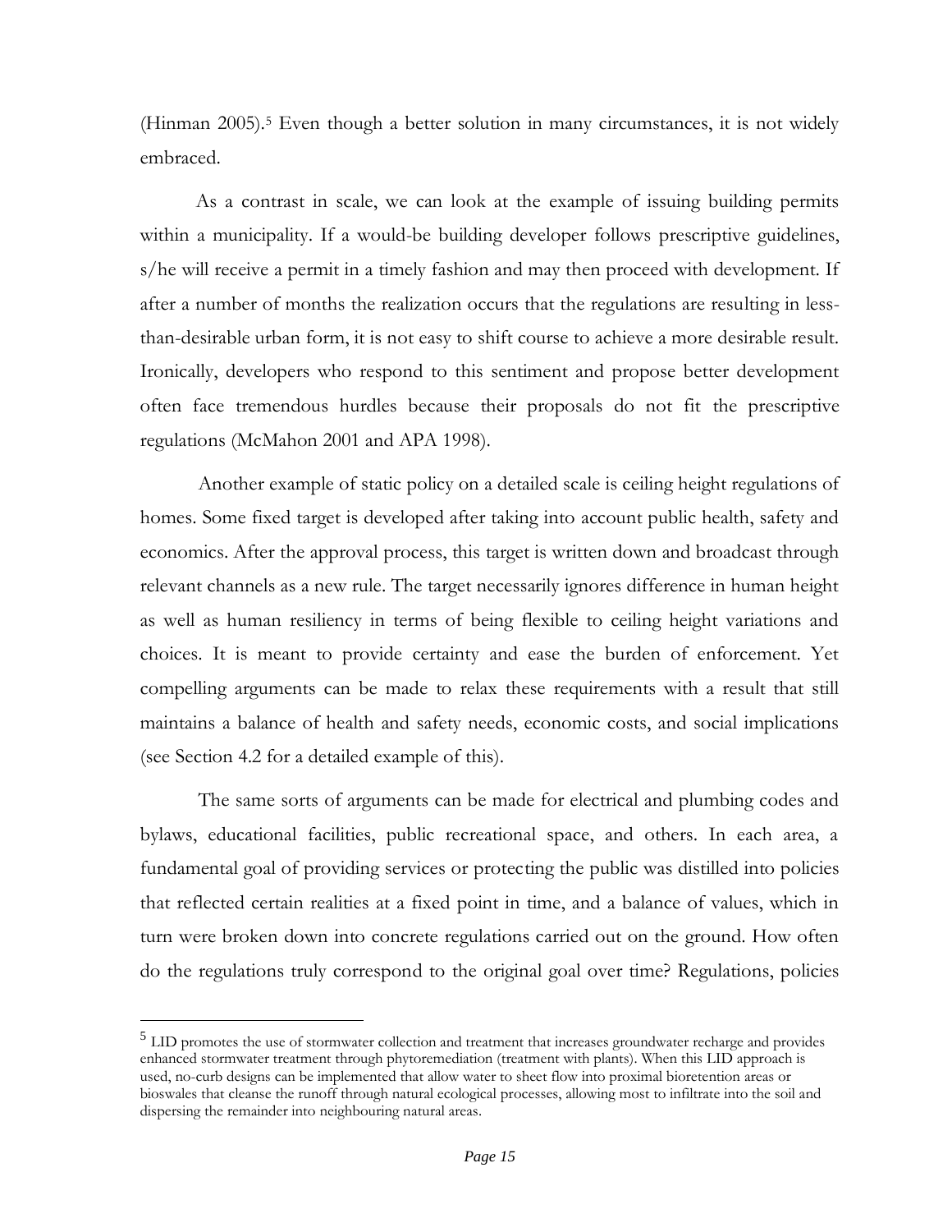(Hinman 2005).[5] Even though a better solution in many circumstances, it is not widely embraced.

As a contrast in scale, we can look at the example of issuing building permits within a municipality. If a would-be building developer follows prescriptive guidelines, s/he will receive a permit in a timely fashion and may then proceed with development. If after a number of months the realization occurs that the regulations are resulting in less-than-desirable urban form, it is not easy to shift course to achieve a more desirable result. Ironically, developers who respond to this sentiment and propose better development often face tremendous hurdles because their proposals do not fit the prescriptive regulations (McMahon 2001 and APA 1998).

Another example of static policy on a detailed scale is ceiling height regulations of homes. Some fixed target is developed after taking into account public health, safety and economics. After the approval process, this target is written down and broadcast through relevant channels as a new rule. The target necessarily ignores difference in human height as well as human resiliency in terms of being flexible to ceiling height variations and choices. It is meant to provide certainty and ease the burden of enforcement. Yet compelling arguments can be made to relax these requirements with a result that still maintains a balance of health and safety needs, economic costs, and social implications (see Section 4.2 for a detailed example of this).

The same sorts of arguments can be made for electrical and plumbing codes and bylaws, educational facilities, public recreational space, and others. In each area, a fundamental goal of providing services or protecting the public was distilled into policies that reflected certain realities at a fixed point in time, and a balance of values, which in turn were broken down into concrete regulations carried out on the ground. How often do the regulations truly correspond to the original goal over time? Regulations, policies

---

[5] LID promotes the use of stormwater collection and treatment that increases groundwater recharge and provides enhanced stormwater treatment through phytoremediation (treatment with plants). When this LID approach is used, no-curb designs can be implemented that allow water to sheet flow into proximal bioretention areas or bioswales that cleanse the runoff through natural ecological processes, allowing most to infiltrate into the soil and dispersing the remainder into neighbouring natural areas.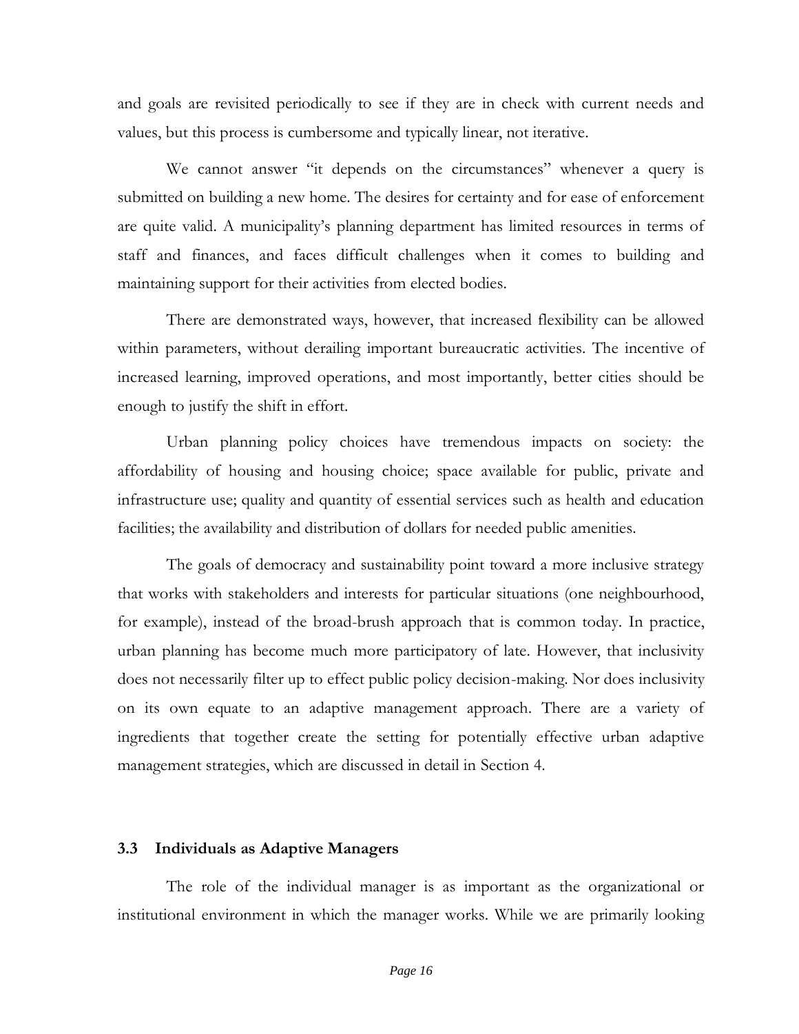and goals are revisited periodically to see if they are in check with current needs and values, but this process is cumbersome and typically linear, not iterative.

We cannot answer "it depends on the circumstances" whenever a query is submitted on building a new home. The desires for certainty and for ease of enforcement are quite valid. A municipality's planning department has limited resources in terms of staff and finances, and faces difficult challenges when it comes to building and maintaining support for their activities from elected bodies.

There are demonstrated ways, however, that increased flexibility can be allowed within parameters, without derailing important bureaucratic activities. The incentive of increased learning, improved operations, and most importantly, better cities should be enough to justify the shift in effort.

Urban planning policy choices have tremendous impacts on society: the affordability of housing and housing choice; space available for public, private and infrastructure use; quality and quantity of essential services such as health and education facilities; the availability and distribution of dollars for needed public amenities.

The goals of democracy and sustainability point toward a more inclusive strategy that works with stakeholders and interests for particular situations (one neighbourhood, for example), instead of the broad-brush approach that is common today. In practice, urban planning has become much more participatory of late. However, that inclusivity does not necessarily filter up to effect public policy decision-making. Nor does inclusivity on its own equate to an adaptive management approach. There are a variety of ingredients that together create the setting for potentially effective urban adaptive management strategies, which are discussed in detail in Section 4.

### 3.3 Individuals as Adaptive Managers

The role of the individual manager is as important as the organizational or institutional environment in which the manager works. While we are primarily looking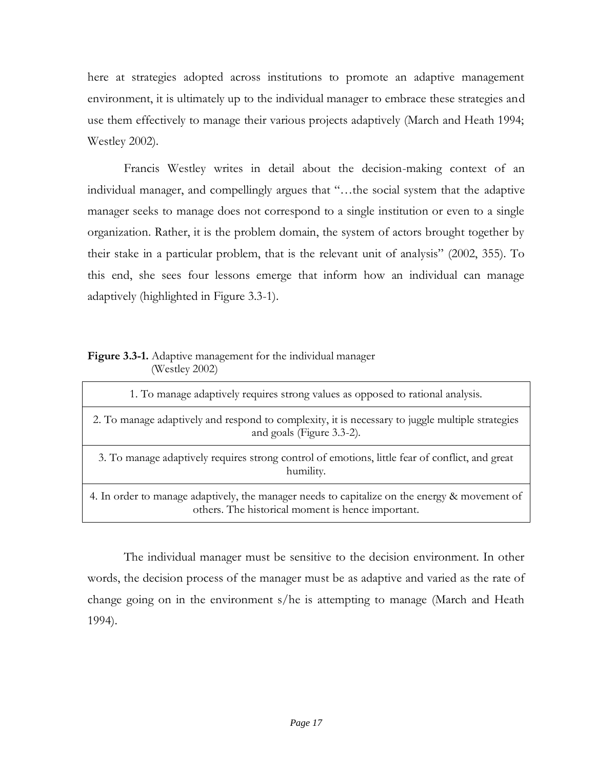here at strategies adopted across institutions to promote an adaptive management environment, it is ultimately up to the individual manager to embrace these strategies and use them effectively to manage their various projects adaptively (March and Heath 1994; Westley 2002).

Francis Westley writes in detail about the decision-making context of an individual manager, and compellingly argues that "…the social system that the adaptive manager seeks to manage does not correspond to a single institution or even to a single organization. Rather, it is the problem domain, the system of actors brought together by their stake in a particular problem, that is the relevant unit of analysis" (2002, 355). To this end, she sees four lessons emerge that inform how an individual can manage adaptively (highlighted in Figure 3.3-1).

**Figure 3.3-1.** Adaptive management for the individual manager (Westley 2002)

| |
|---|
| 1. To manage adaptively requires strong values as opposed to rational analysis. |
| 2. To manage adaptively and respond to complexity, it is necessary to juggle multiple strategies and goals (Figure 3.3-2). |
| 3. To manage adaptively requires strong control of emotions, little fear of conflict, and great humility. |
| 4. In order to manage adaptively, the manager needs to capitalize on the energy & movement of others. The historical moment is hence important. |

The individual manager must be sensitive to the decision environment. In other words, the decision process of the manager must be as adaptive and varied as the rate of change going on in the environment s/he is attempting to manage (March and Heath 1994).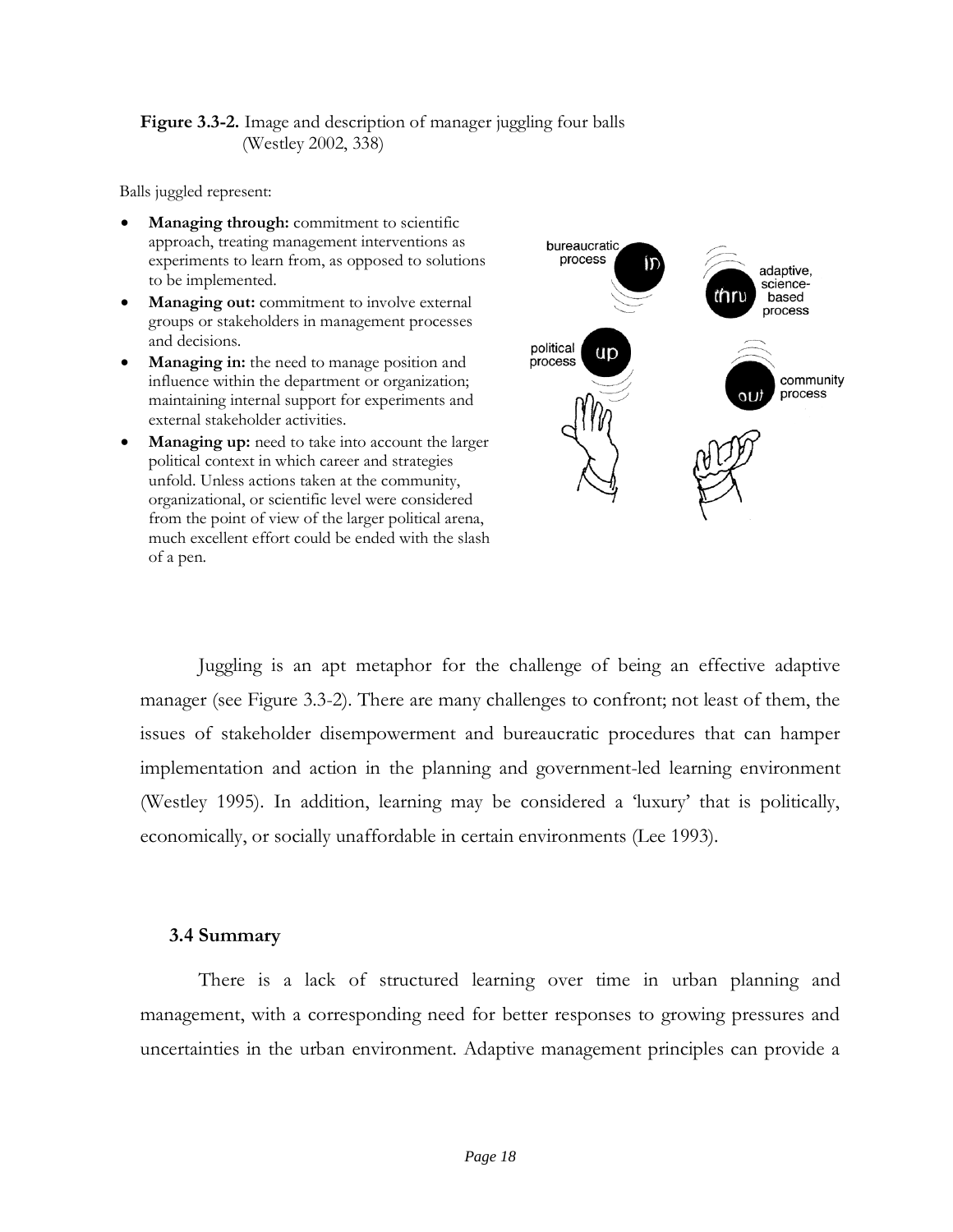**Figure 3.3-2.** Image and description of manager juggling four balls (Westley 2002, 338)

Balls juggled represent:

- **Managing through:** commitment to scientific approach, treating management interventions as experiments to learn from, as opposed to solutions to be implemented.
- **Managing out:** commitment to involve external groups or stakeholders in management processes and decisions.
- **Managing in:** the need to manage position and influence within the department or organization; maintaining internal support for experiments and external stakeholder activities.
- **Managing up:** need to take into account the larger political context in which career and strategies unfold. Unless actions taken at the community, organizational, or scientific level were considered from the point of view of the larger political arena, much excellent effort could be ended with the slash of a pen.

bureaucratic process — in
adaptive, science-based process — thru
political process — up
community process — out

Juggling is an apt metaphor for the challenge of being an effective adaptive manager (see Figure 3.3-2). There are many challenges to confront; not least of them, the issues of stakeholder disempowerment and bureaucratic procedures that can hamper implementation and action in the planning and government-led learning environment (Westley 1995). In addition, learning may be considered a 'luxury' that is politically, economically, or socially unaffordable in certain environments (Lee 1993).

### 3.4 Summary

There is a lack of structured learning over time in urban planning and management, with a corresponding need for better responses to growing pressures and uncertainties in the urban environment. Adaptive management principles can provide a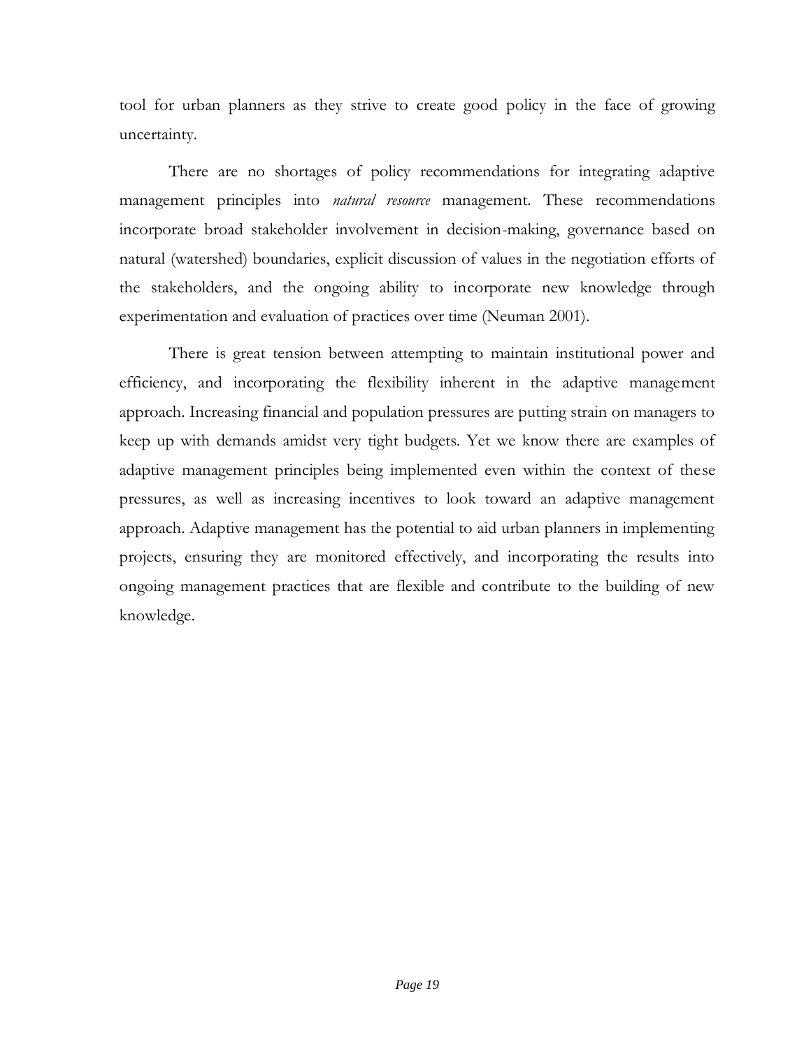tool for urban planners as they strive to create good policy in the face of growing uncertainty.

There are no shortages of policy recommendations for integrating adaptive management principles into *natural resource* management. These recommendations incorporate broad stakeholder involvement in decision-making, governance based on natural (watershed) boundaries, explicit discussion of values in the negotiation efforts of the stakeholders, and the ongoing ability to incorporate new knowledge through experimentation and evaluation of practices over time (Neuman 2001).

There is great tension between attempting to maintain institutional power and efficiency, and incorporating the flexibility inherent in the adaptive management approach. Increasing financial and population pressures are putting strain on managers to keep up with demands amidst very tight budgets. Yet we know there are examples of adaptive management principles being implemented even within the context of these pressures, as well as increasing incentives to look toward an adaptive management approach. Adaptive management has the potential to aid urban planners in implementing projects, ensuring they are monitored effectively, and incorporating the results into ongoing management practices that are flexible and contribute to the building of new knowledge.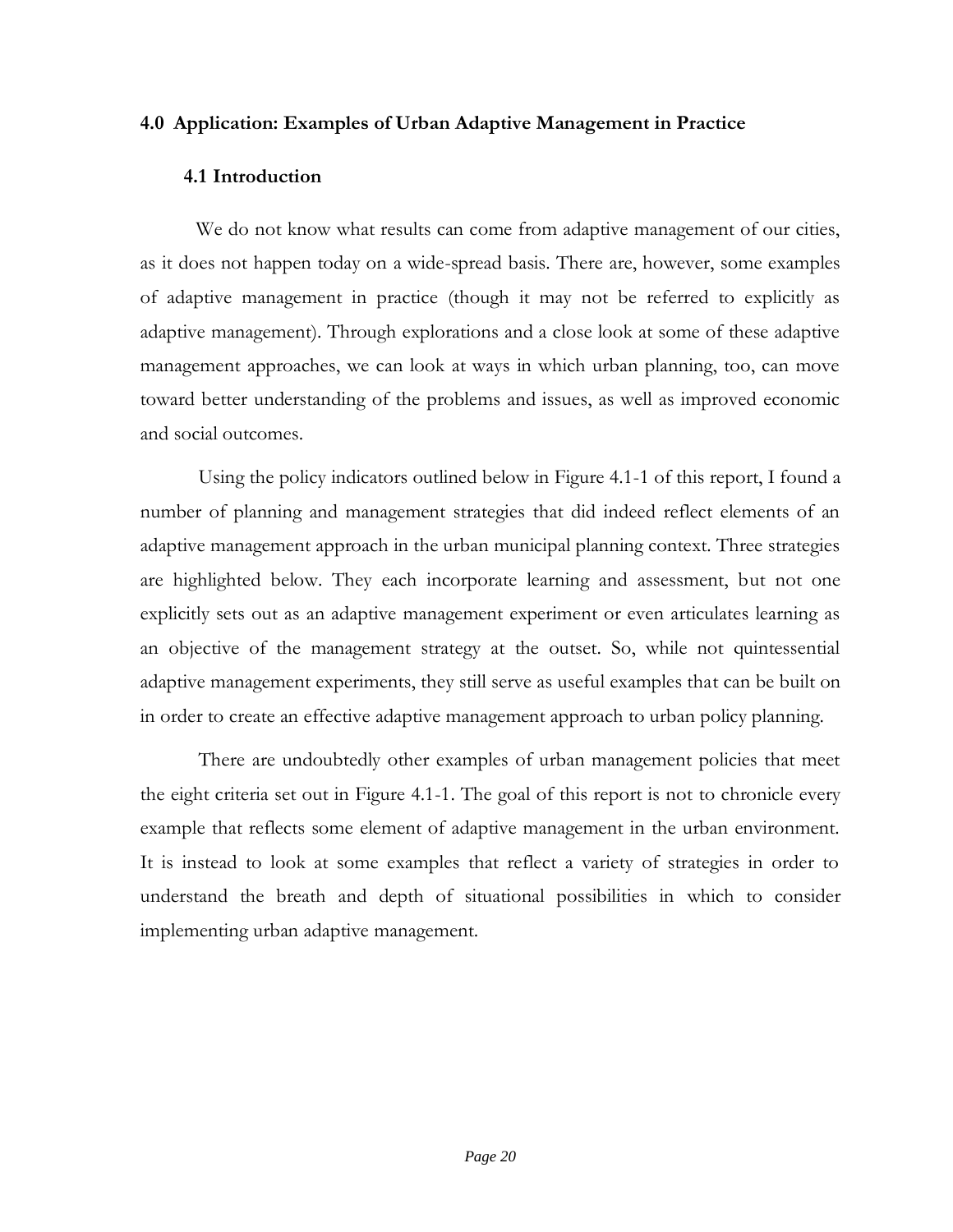## 4.0 Application: Examples of Urban Adaptive Management in Practice

### 4.1 Introduction

We do not know what results can come from adaptive management of our cities, as it does not happen today on a wide-spread basis. There are, however, some examples of adaptive management in practice (though it may not be referred to explicitly as adaptive management). Through explorations and a close look at some of these adaptive management approaches, we can look at ways in which urban planning, too, can move toward better understanding of the problems and issues, as well as improved economic and social outcomes.

Using the policy indicators outlined below in Figure 4.1-1 of this report, I found a number of planning and management strategies that did indeed reflect elements of an adaptive management approach in the urban municipal planning context. Three strategies are highlighted below. They each incorporate learning and assessment, but not one explicitly sets out as an adaptive management experiment or even articulates learning as an objective of the management strategy at the outset. So, while not quintessential adaptive management experiments, they still serve as useful examples that can be built on in order to create an effective adaptive management approach to urban policy planning.

There are undoubtedly other examples of urban management policies that meet the eight criteria set out in Figure 4.1-1. The goal of this report is not to chronicle every example that reflects some element of adaptive management in the urban environment. It is instead to look at some examples that reflect a variety of strategies in order to understand the breath and depth of situational possibilities in which to consider implementing urban adaptive management.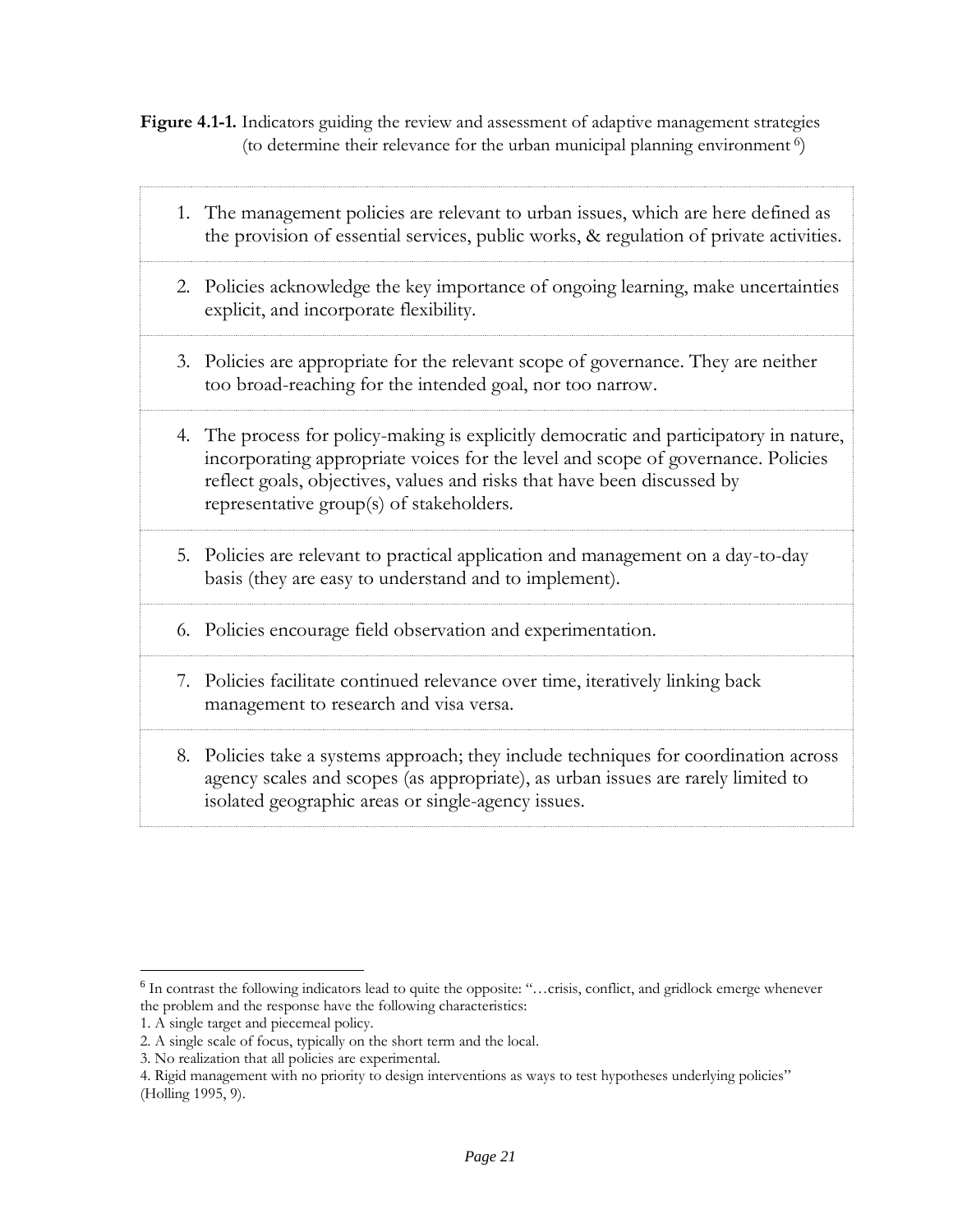**Figure 4.1-1.** Indicators guiding the review and assessment of adaptive management strategies (to determine their relevance for the urban municipal planning environment [6])

1. The management policies are relevant to urban issues, which are here defined as the provision of essential services, public works, & regulation of private activities.
2. Policies acknowledge the key importance of ongoing learning, make uncertainties explicit, and incorporate flexibility.
3. Policies are appropriate for the relevant scope of governance. They are neither too broad-reaching for the intended goal, nor too narrow.
4. The process for policy-making is explicitly democratic and participatory in nature, incorporating appropriate voices for the level and scope of governance. Policies reflect goals, objectives, values and risks that have been discussed by representative group(s) of stakeholders.
5. Policies are relevant to practical application and management on a day-to-day basis (they are easy to understand and to implement).
6. Policies encourage field observation and experimentation.
7. Policies facilitate continued relevance over time, iteratively linking back management to research and visa versa.
8. Policies take a systems approach; they include techniques for coordination across agency scales and scopes (as appropriate), as urban issues are rarely limited to isolated geographic areas or single-agency issues.

---

[6] In contrast the following indicators lead to quite the opposite: "…crisis, conflict, and gridlock emerge whenever the problem and the response have the following characteristics:
1. A single target and piecemeal policy.
2. A single scale of focus, typically on the short term and the local.
3. No realization that all policies are experimental.
4. Rigid management with no priority to design interventions as ways to test hypotheses underlying policies" (Holling 1995, 9).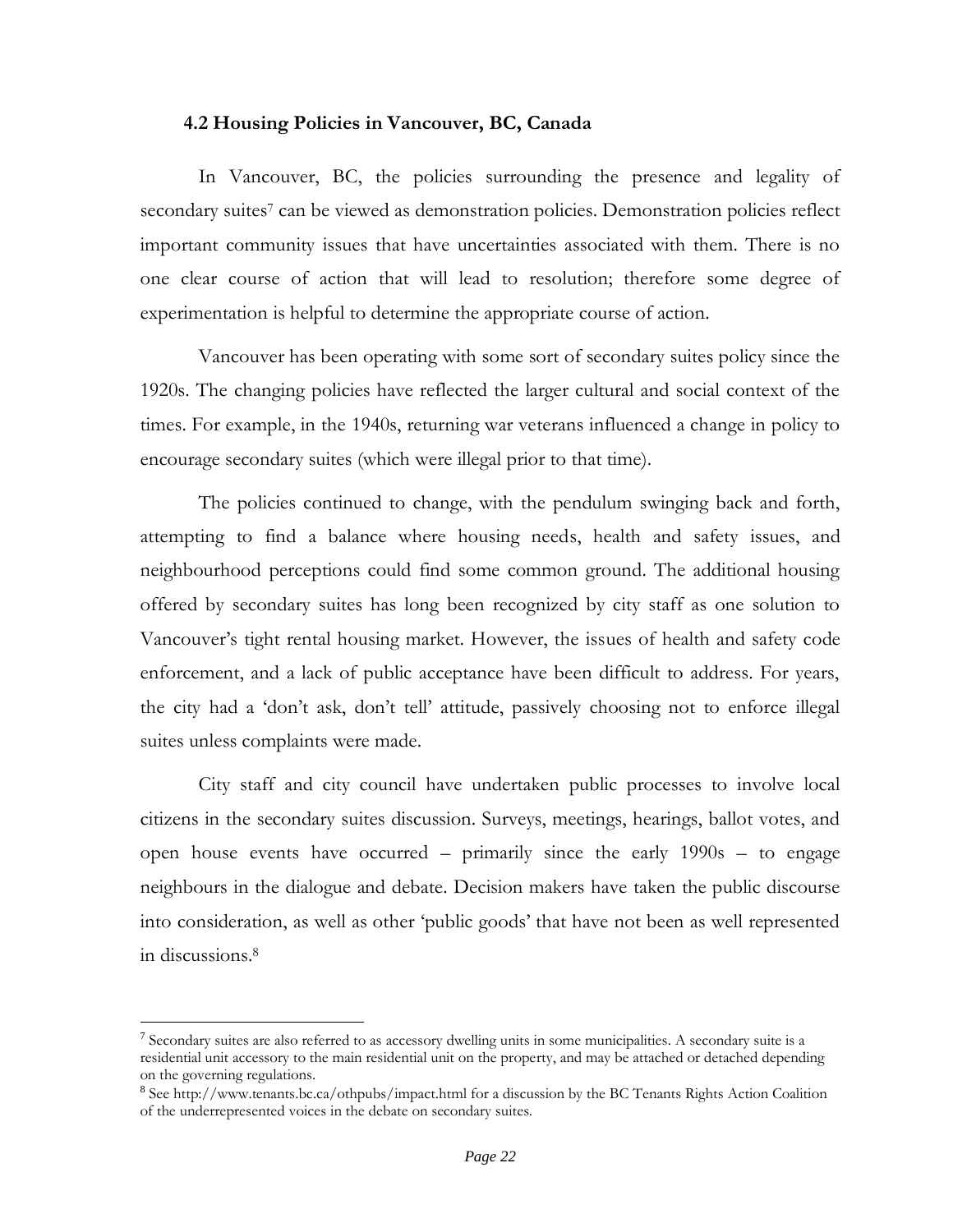### 4.2 Housing Policies in Vancouver, BC, Canada

In Vancouver, BC, the policies surrounding the presence and legality of secondary suites[7] can be viewed as demonstration policies. Demonstration policies reflect important community issues that have uncertainties associated with them. There is no one clear course of action that will lead to resolution; therefore some degree of experimentation is helpful to determine the appropriate course of action.

Vancouver has been operating with some sort of secondary suites policy since the 1920s. The changing policies have reflected the larger cultural and social context of the times. For example, in the 1940s, returning war veterans influenced a change in policy to encourage secondary suites (which were illegal prior to that time).

The policies continued to change, with the pendulum swinging back and forth, attempting to find a balance where housing needs, health and safety issues, and neighbourhood perceptions could find some common ground. The additional housing offered by secondary suites has long been recognized by city staff as one solution to Vancouver's tight rental housing market. However, the issues of health and safety code enforcement, and a lack of public acceptance have been difficult to address. For years, the city had a 'don't ask, don't tell' attitude, passively choosing not to enforce illegal suites unless complaints were made.

City staff and city council have undertaken public processes to involve local citizens in the secondary suites discussion. Surveys, meetings, hearings, ballot votes, and open house events have occurred – primarily since the early 1990s – to engage neighbours in the dialogue and debate. Decision makers have taken the public discourse into consideration, as well as other 'public goods' that have not been as well represented in discussions.[8]

---

[7] Secondary suites are also referred to as accessory dwelling units in some municipalities. A secondary suite is a residential unit accessory to the main residential unit on the property, and may be attached or detached depending on the governing regulations.

[8] See http://www.tenants.bc.ca/othpubs/impact.html for a discussion by the BC Tenants Rights Action Coalition of the underrepresented voices in the debate on secondary suites.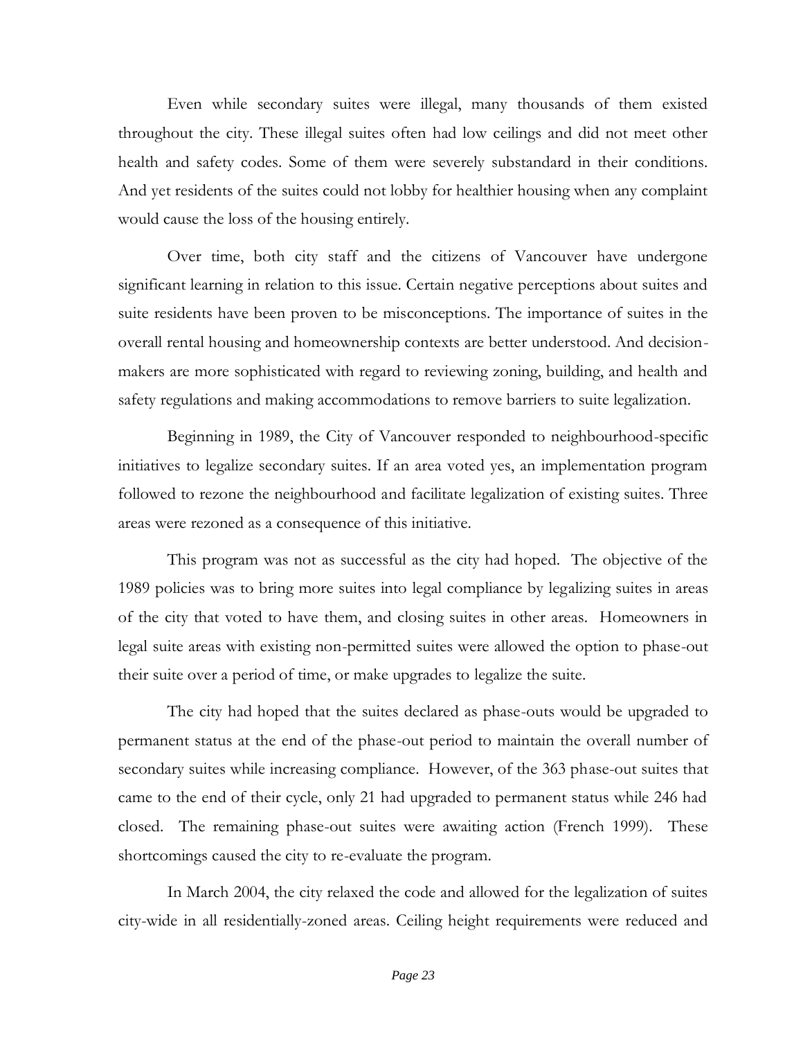Even while secondary suites were illegal, many thousands of them existed throughout the city. These illegal suites often had low ceilings and did not meet other health and safety codes. Some of them were severely substandard in their conditions. And yet residents of the suites could not lobby for healthier housing when any complaint would cause the loss of the housing entirely.

Over time, both city staff and the citizens of Vancouver have undergone significant learning in relation to this issue. Certain negative perceptions about suites and suite residents have been proven to be misconceptions. The importance of suites in the overall rental housing and homeownership contexts are better understood. And decision-makers are more sophisticated with regard to reviewing zoning, building, and health and safety regulations and making accommodations to remove barriers to suite legalization.

Beginning in 1989, the City of Vancouver responded to neighbourhood-specific initiatives to legalize secondary suites. If an area voted yes, an implementation program followed to rezone the neighbourhood and facilitate legalization of existing suites. Three areas were rezoned as a consequence of this initiative.

This program was not as successful as the city had hoped. The objective of the 1989 policies was to bring more suites into legal compliance by legalizing suites in areas of the city that voted to have them, and closing suites in other areas. Homeowners in legal suite areas with existing non-permitted suites were allowed the option to phase-out their suite over a period of time, or make upgrades to legalize the suite.

The city had hoped that the suites declared as phase-outs would be upgraded to permanent status at the end of the phase-out period to maintain the overall number of secondary suites while increasing compliance. However, of the 363 phase-out suites that came to the end of their cycle, only 21 had upgraded to permanent status while 246 had closed. The remaining phase-out suites were awaiting action (French 1999). These shortcomings caused the city to re-evaluate the program.

In March 2004, the city relaxed the code and allowed for the legalization of suites city-wide in all residentially-zoned areas. Ceiling height requirements were reduced and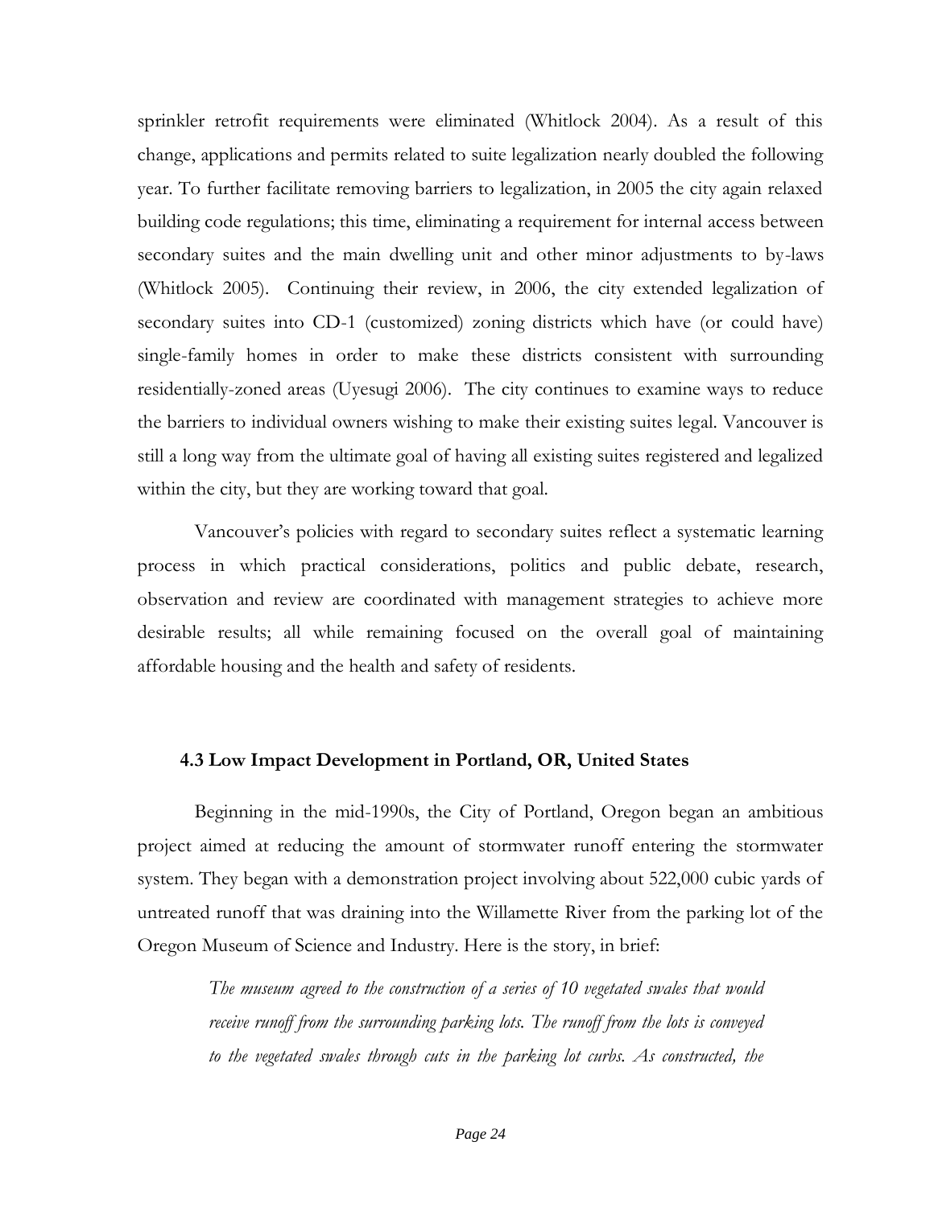sprinkler retrofit requirements were eliminated (Whitlock 2004). As a result of this change, applications and permits related to suite legalization nearly doubled the following year. To further facilitate removing barriers to legalization, in 2005 the city again relaxed building code regulations; this time, eliminating a requirement for internal access between secondary suites and the main dwelling unit and other minor adjustments to by-laws (Whitlock 2005). Continuing their review, in 2006, the city extended legalization of secondary suites into CD-1 (customized) zoning districts which have (or could have) single-family homes in order to make these districts consistent with surrounding residentially-zoned areas (Uyesugi 2006). The city continues to examine ways to reduce the barriers to individual owners wishing to make their existing suites legal. Vancouver is still a long way from the ultimate goal of having all existing suites registered and legalized within the city, but they are working toward that goal.

Vancouver's policies with regard to secondary suites reflect a systematic learning process in which practical considerations, politics and public debate, research, observation and review are coordinated with management strategies to achieve more desirable results; all while remaining focused on the overall goal of maintaining affordable housing and the health and safety of residents.

### 4.3 Low Impact Development in Portland, OR, United States

Beginning in the mid-1990s, the City of Portland, Oregon began an ambitious project aimed at reducing the amount of stormwater runoff entering the stormwater system. They began with a demonstration project involving about 522,000 cubic yards of untreated runoff that was draining into the Willamette River from the parking lot of the Oregon Museum of Science and Industry. Here is the story, in brief:

> *The museum agreed to the construction of a series of 10 vegetated swales that would receive runoff from the surrounding parking lots. The runoff from the lots is conveyed to the vegetated swales through cuts in the parking lot curbs. As constructed, the*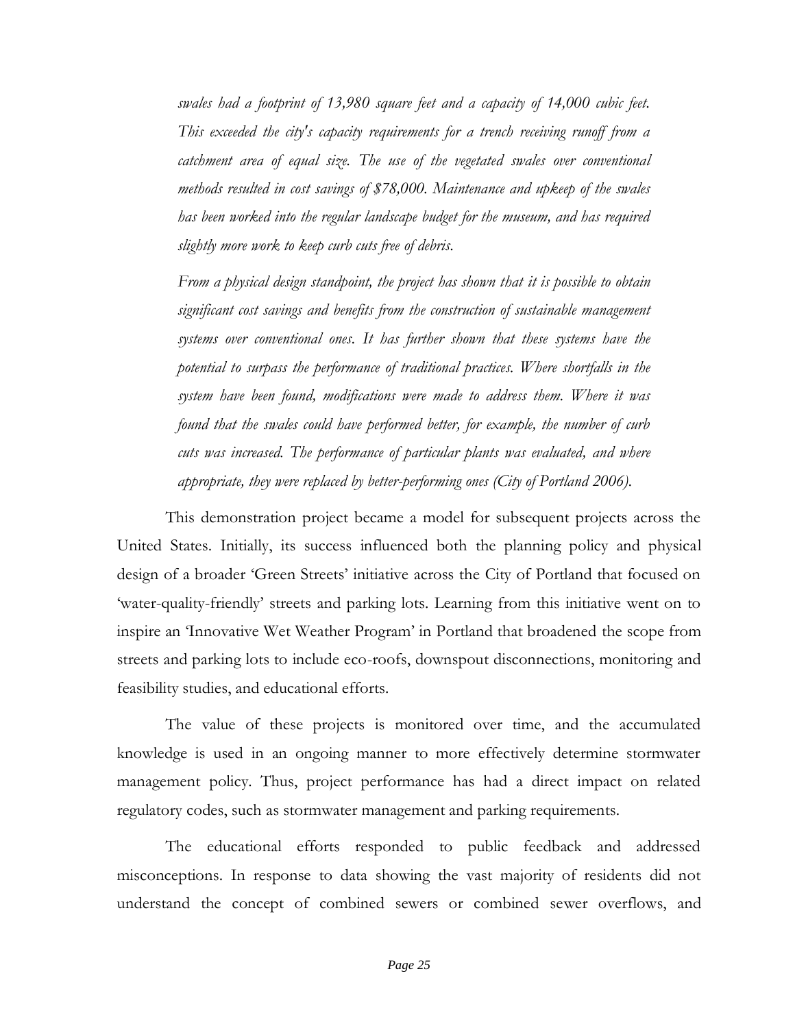*swales had a footprint of 13,980 square feet and a capacity of 14,000 cubic feet. This exceeded the city's capacity requirements for a trench receiving runoff from a catchment area of equal size. The use of the vegetated swales over conventional methods resulted in cost savings of $78,000. Maintenance and upkeep of the swales has been worked into the regular landscape budget for the museum, and has required slightly more work to keep curb cuts free of debris.*

*From a physical design standpoint, the project has shown that it is possible to obtain significant cost savings and benefits from the construction of sustainable management systems over conventional ones. It has further shown that these systems have the potential to surpass the performance of traditional practices. Where shortfalls in the system have been found, modifications were made to address them. Where it was found that the swales could have performed better, for example, the number of curb cuts was increased. The performance of particular plants was evaluated, and where appropriate, they were replaced by better-performing ones (City of Portland 2006).*

This demonstration project became a model for subsequent projects across the United States. Initially, its success influenced both the planning policy and physical design of a broader 'Green Streets' initiative across the City of Portland that focused on 'water-quality-friendly' streets and parking lots. Learning from this initiative went on to inspire an 'Innovative Wet Weather Program' in Portland that broadened the scope from streets and parking lots to include eco-roofs, downspout disconnections, monitoring and feasibility studies, and educational efforts.

The value of these projects is monitored over time, and the accumulated knowledge is used in an ongoing manner to more effectively determine stormwater management policy. Thus, project performance has had a direct impact on related regulatory codes, such as stormwater management and parking requirements.

The educational efforts responded to public feedback and addressed misconceptions. In response to data showing the vast majority of residents did not understand the concept of combined sewers or combined sewer overflows, and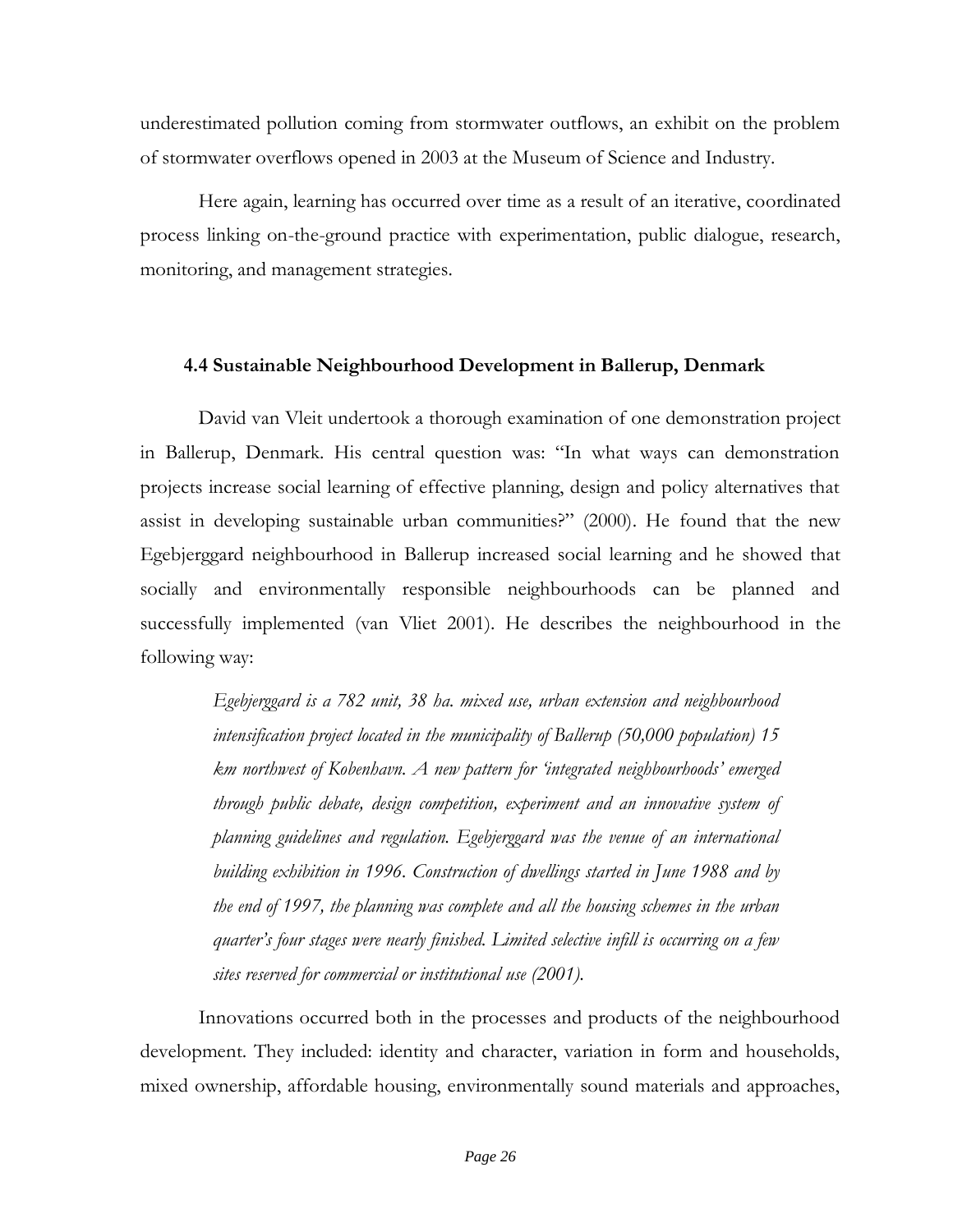underestimated pollution coming from stormwater outflows, an exhibit on the problem of stormwater overflows opened in 2003 at the Museum of Science and Industry.

Here again, learning has occurred over time as a result of an iterative, coordinated process linking on-the-ground practice with experimentation, public dialogue, research, monitoring, and management strategies.

### 4.4 Sustainable Neighbourhood Development in Ballerup, Denmark

David van Vleit undertook a thorough examination of one demonstration project in Ballerup, Denmark. His central question was: "In what ways can demonstration projects increase social learning of effective planning, design and policy alternatives that assist in developing sustainable urban communities?" (2000). He found that the new Egebjerggard neighbourhood in Ballerup increased social learning and he showed that socially and environmentally responsible neighbourhoods can be planned and successfully implemented (van Vliet 2001). He describes the neighbourhood in the following way:

> *Egebjerggard is a 782 unit, 38 ha. mixed use, urban extension and neighbourhood intensification project located in the municipality of Ballerup (50,000 population) 15 km northwest of Kobenhavn. A new pattern for 'integrated neighbourhoods' emerged through public debate, design competition, experiment and an innovative system of planning guidelines and regulation. Egebjerggard was the venue of an international building exhibition in 1996. Construction of dwellings started in June 1988 and by the end of 1997, the planning was complete and all the housing schemes in the urban quarter's four stages were nearly finished. Limited selective infill is occurring on a few sites reserved for commercial or institutional use (2001).*

Innovations occurred both in the processes and products of the neighbourhood development. They included: identity and character, variation in form and households, mixed ownership, affordable housing, environmentally sound materials and approaches,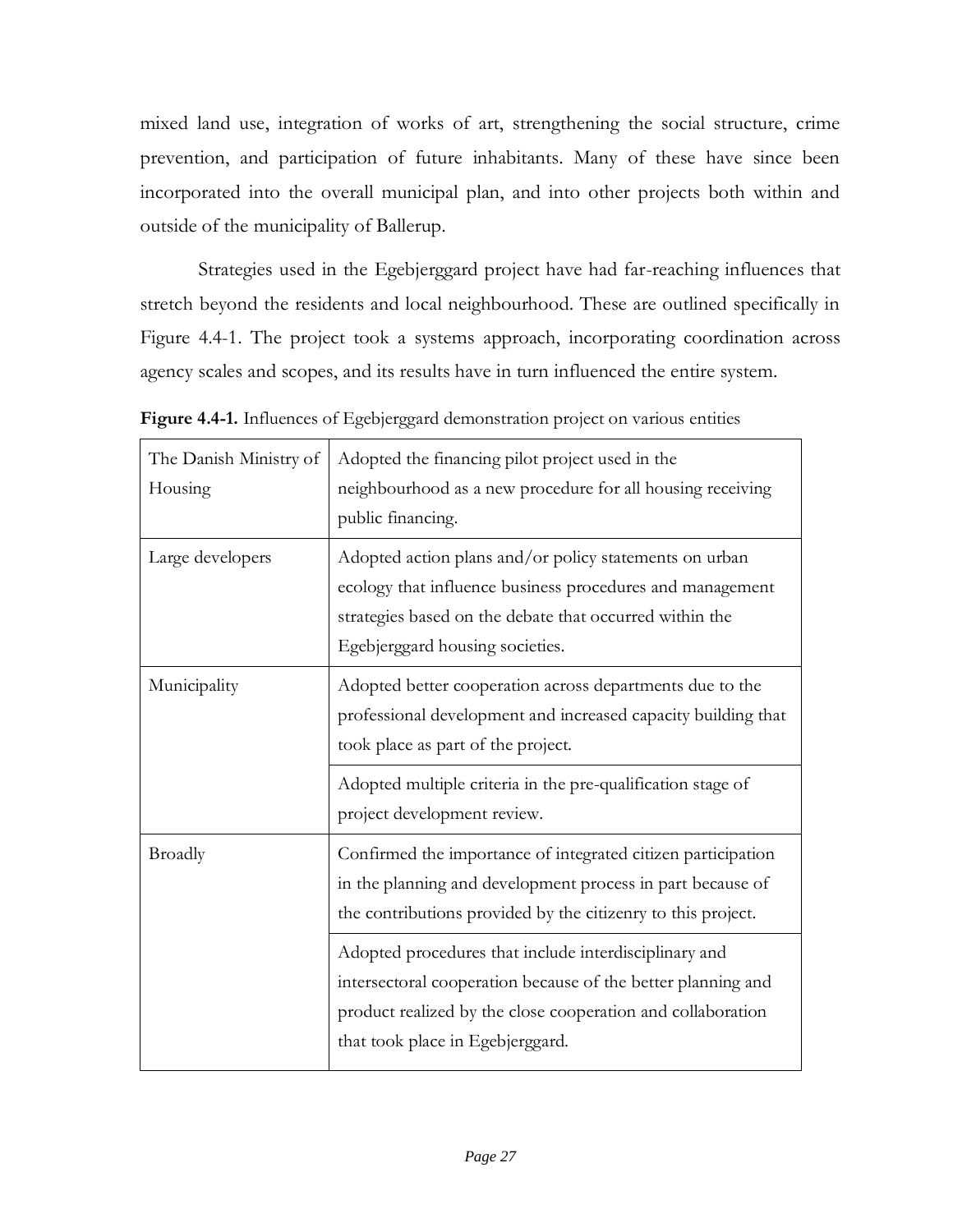mixed land use, integration of works of art, strengthening the social structure, crime prevention, and participation of future inhabitants. Many of these have since been incorporated into the overall municipal plan, and into other projects both within and outside of the municipality of Ballerup.

Strategies used in the Egebjerggard project have had far-reaching influences that stretch beyond the residents and local neighbourhood. These are outlined specifically in Figure 4.4-1. The project took a systems approach, incorporating coordination across agency scales and scopes, and its results have in turn influenced the entire system.

**Figure 4.4-1.** Influences of Egebjerggard demonstration project on various entities

| | |
|---|---|
| The Danish Ministry of Housing | Adopted the financing pilot project used in the neighbourhood as a new procedure for all housing receiving public financing. |
| Large developers | Adopted action plans and/or policy statements on urban ecology that influence business procedures and management strategies based on the debate that occurred within the Egebjerggard housing societies. |
| Municipality | Adopted better cooperation across departments due to the professional development and increased capacity building that took place as part of the project. |
| | Adopted multiple criteria in the pre-qualification stage of project development review. |
| Broadly | Confirmed the importance of integrated citizen participation in the planning and development process in part because of the contributions provided by the citizenry to this project. |
| | Adopted procedures that include interdisciplinary and intersectoral cooperation because of the better planning and product realized by the close cooperation and collaboration that took place in Egebjerggard. |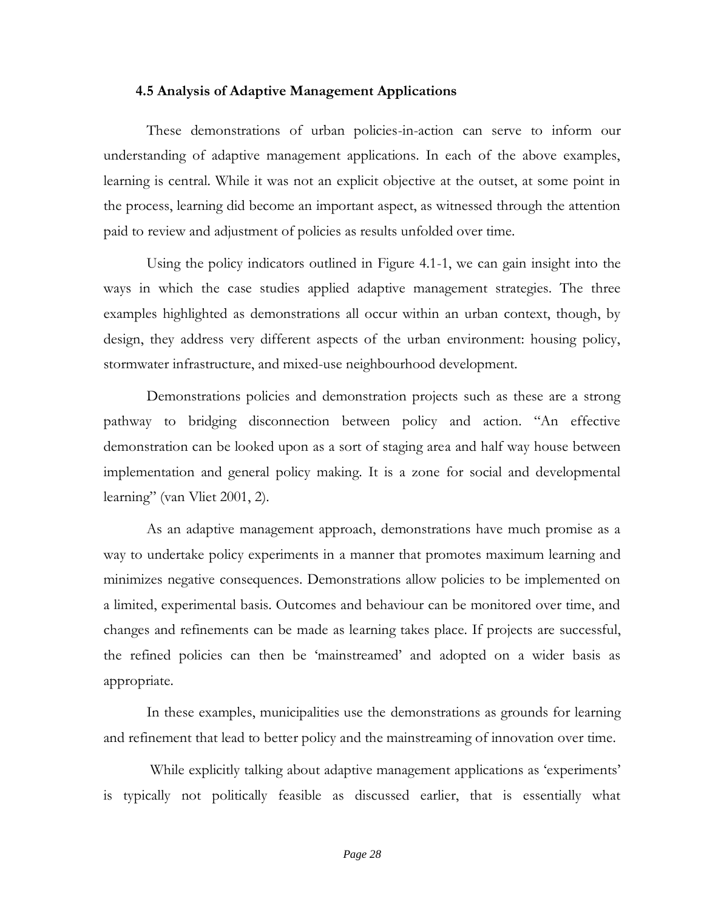### 4.5 Analysis of Adaptive Management Applications

These demonstrations of urban policies-in-action can serve to inform our understanding of adaptive management applications. In each of the above examples, learning is central. While it was not an explicit objective at the outset, at some point in the process, learning did become an important aspect, as witnessed through the attention paid to review and adjustment of policies as results unfolded over time.

Using the policy indicators outlined in Figure 4.1-1, we can gain insight into the ways in which the case studies applied adaptive management strategies. The three examples highlighted as demonstrations all occur within an urban context, though, by design, they address very different aspects of the urban environment: housing policy, stormwater infrastructure, and mixed-use neighbourhood development.

Demonstrations policies and demonstration projects such as these are a strong pathway to bridging disconnection between policy and action. "An effective demonstration can be looked upon as a sort of staging area and half way house between implementation and general policy making. It is a zone for social and developmental learning" (van Vliet 2001, 2).

As an adaptive management approach, demonstrations have much promise as a way to undertake policy experiments in a manner that promotes maximum learning and minimizes negative consequences. Demonstrations allow policies to be implemented on a limited, experimental basis. Outcomes and behaviour can be monitored over time, and changes and refinements can be made as learning takes place. If projects are successful, the refined policies can then be 'mainstreamed' and adopted on a wider basis as appropriate.

In these examples, municipalities use the demonstrations as grounds for learning and refinement that lead to better policy and the mainstreaming of innovation over time.

While explicitly talking about adaptive management applications as 'experiments' is typically not politically feasible as discussed earlier, that is essentially what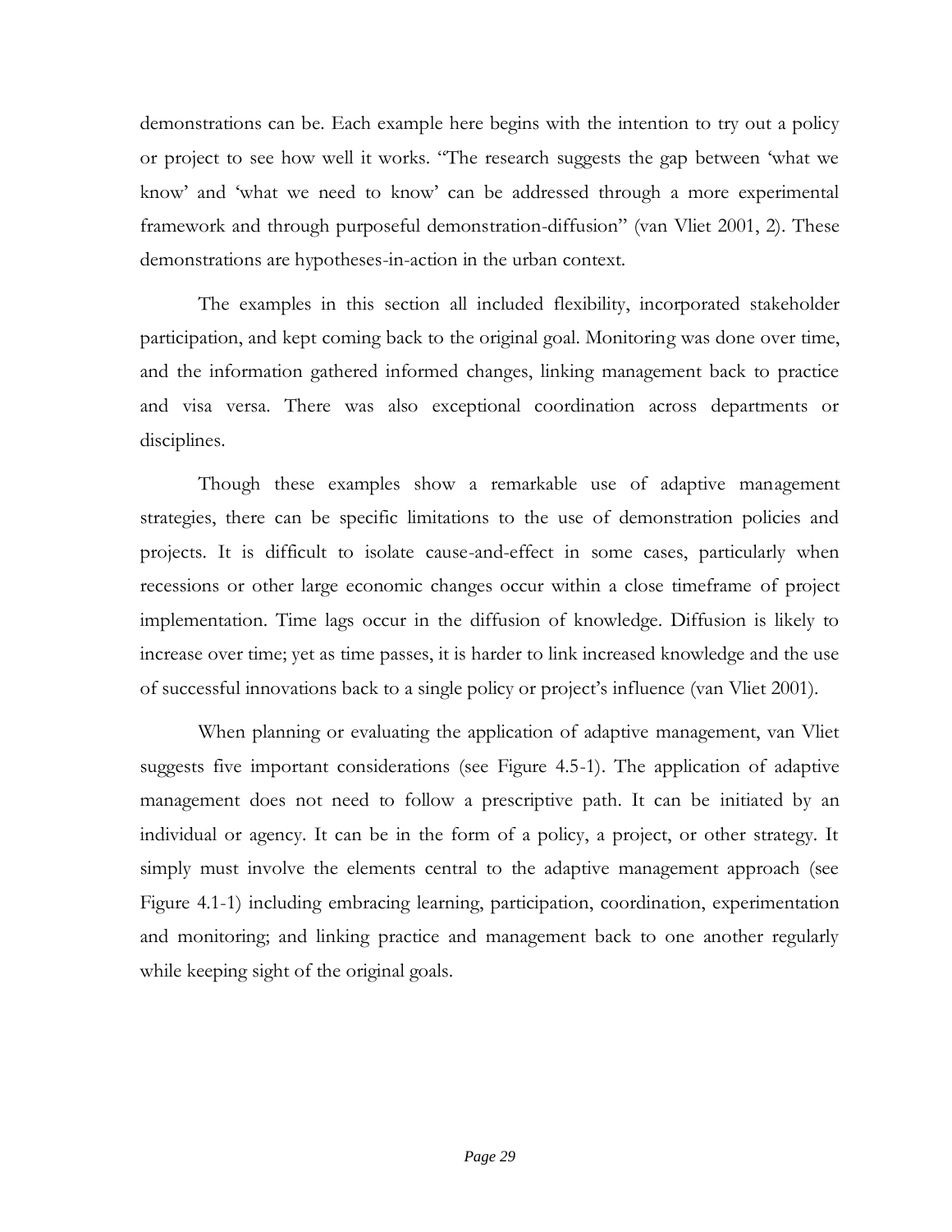demonstrations can be. Each example here begins with the intention to try out a policy or project to see how well it works. "The research suggests the gap between 'what we know' and 'what we need to know' can be addressed through a more experimental framework and through purposeful demonstration-diffusion" (van Vliet 2001, 2). These demonstrations are hypotheses-in-action in the urban context.

The examples in this section all included flexibility, incorporated stakeholder participation, and kept coming back to the original goal. Monitoring was done over time, and the information gathered informed changes, linking management back to practice and visa versa. There was also exceptional coordination across departments or disciplines.

Though these examples show a remarkable use of adaptive management strategies, there can be specific limitations to the use of demonstration policies and projects. It is difficult to isolate cause-and-effect in some cases, particularly when recessions or other large economic changes occur within a close timeframe of project implementation. Time lags occur in the diffusion of knowledge. Diffusion is likely to increase over time; yet as time passes, it is harder to link increased knowledge and the use of successful innovations back to a single policy or project's influence (van Vliet 2001).

When planning or evaluating the application of adaptive management, van Vliet suggests five important considerations (see Figure 4.5-1). The application of adaptive management does not need to follow a prescriptive path. It can be initiated by an individual or agency. It can be in the form of a policy, a project, or other strategy. It simply must involve the elements central to the adaptive management approach (see Figure 4.1-1) including embracing learning, participation, coordination, experimentation and monitoring; and linking practice and management back to one another regularly while keeping sight of the original goals.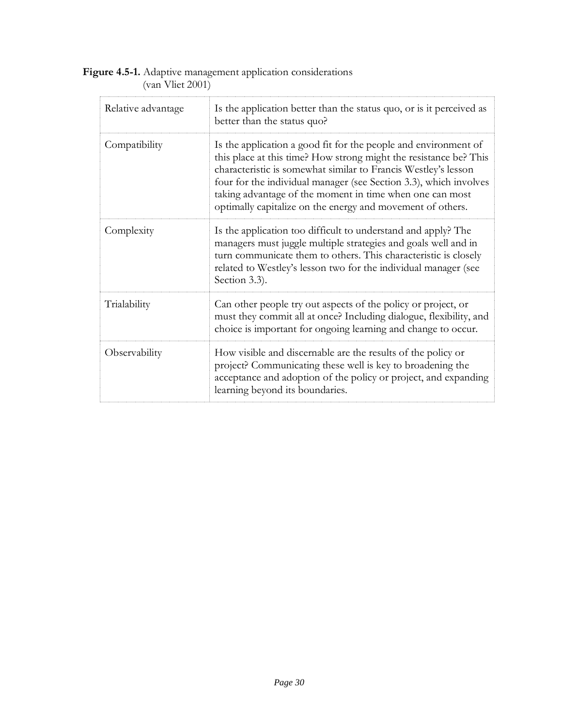**Figure 4.5-1.** Adaptive management application considerations (van Vliet 2001)

| | |
|---|---|
| Relative advantage | Is the application better than the status quo, or is it perceived as better than the status quo? |
| Compatibility | Is the application a good fit for the people and environment of this place at this time? How strong might the resistance be? This characteristic is somewhat similar to Francis Westley's lesson four for the individual manager (see Section 3.3), which involves taking advantage of the moment in time when one can most optimally capitalize on the energy and movement of others. |
| Complexity | Is the application too difficult to understand and apply? The managers must juggle multiple strategies and goals well and in turn communicate them to others. This characteristic is closely related to Westley's lesson two for the individual manager (see Section 3.3). |
| Trialability | Can other people try out aspects of the policy or project, or must they commit all at once? Including dialogue, flexibility, and choice is important for ongoing learning and change to occur. |
| Observability | How visible and discernable are the results of the policy or project? Communicating these well is key to broadening the acceptance and adoption of the policy or project, and expanding learning beyond its boundaries. |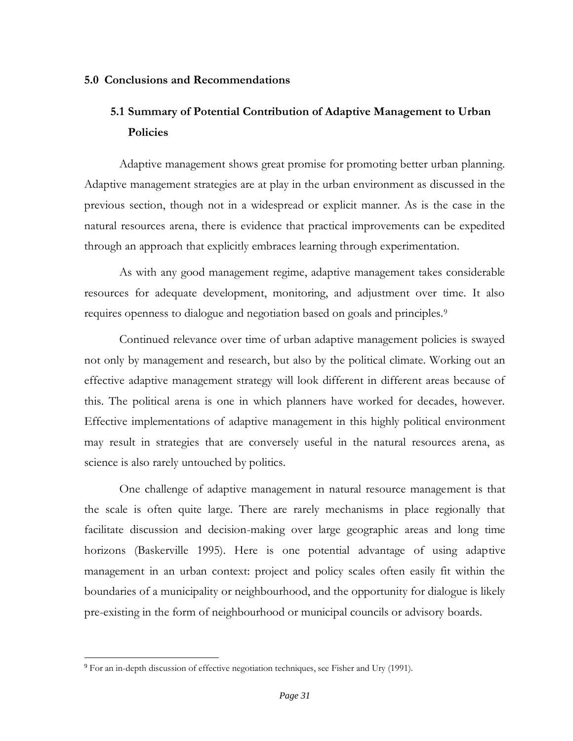## 5.0 Conclusions and Recommendations

### 5.1 Summary of Potential Contribution of Adaptive Management to Urban Policies

Adaptive management shows great promise for promoting better urban planning. Adaptive management strategies are at play in the urban environment as discussed in the previous section, though not in a widespread or explicit manner. As is the case in the natural resources arena, there is evidence that practical improvements can be expedited through an approach that explicitly embraces learning through experimentation.

As with any good management regime, adaptive management takes considerable resources for adequate development, monitoring, and adjustment over time. It also requires openness to dialogue and negotiation based on goals and principles.[9]

Continued relevance over time of urban adaptive management policies is swayed not only by management and research, but also by the political climate. Working out an effective adaptive management strategy will look different in different areas because of this. The political arena is one in which planners have worked for decades, however. Effective implementations of adaptive management in this highly political environment may result in strategies that are conversely useful in the natural resources arena, as science is also rarely untouched by politics.

One challenge of adaptive management in natural resource management is that the scale is often quite large. There are rarely mechanisms in place regionally that facilitate discussion and decision-making over large geographic areas and long time horizons (Baskerville 1995). Here is one potential advantage of using adaptive management in an urban context: project and policy scales often easily fit within the boundaries of a municipality or neighbourhood, and the opportunity for dialogue is likely pre-existing in the form of neighbourhood or municipal councils or advisory boards.

---

[9] For an in-depth discussion of effective negotiation techniques, see Fisher and Ury (1991).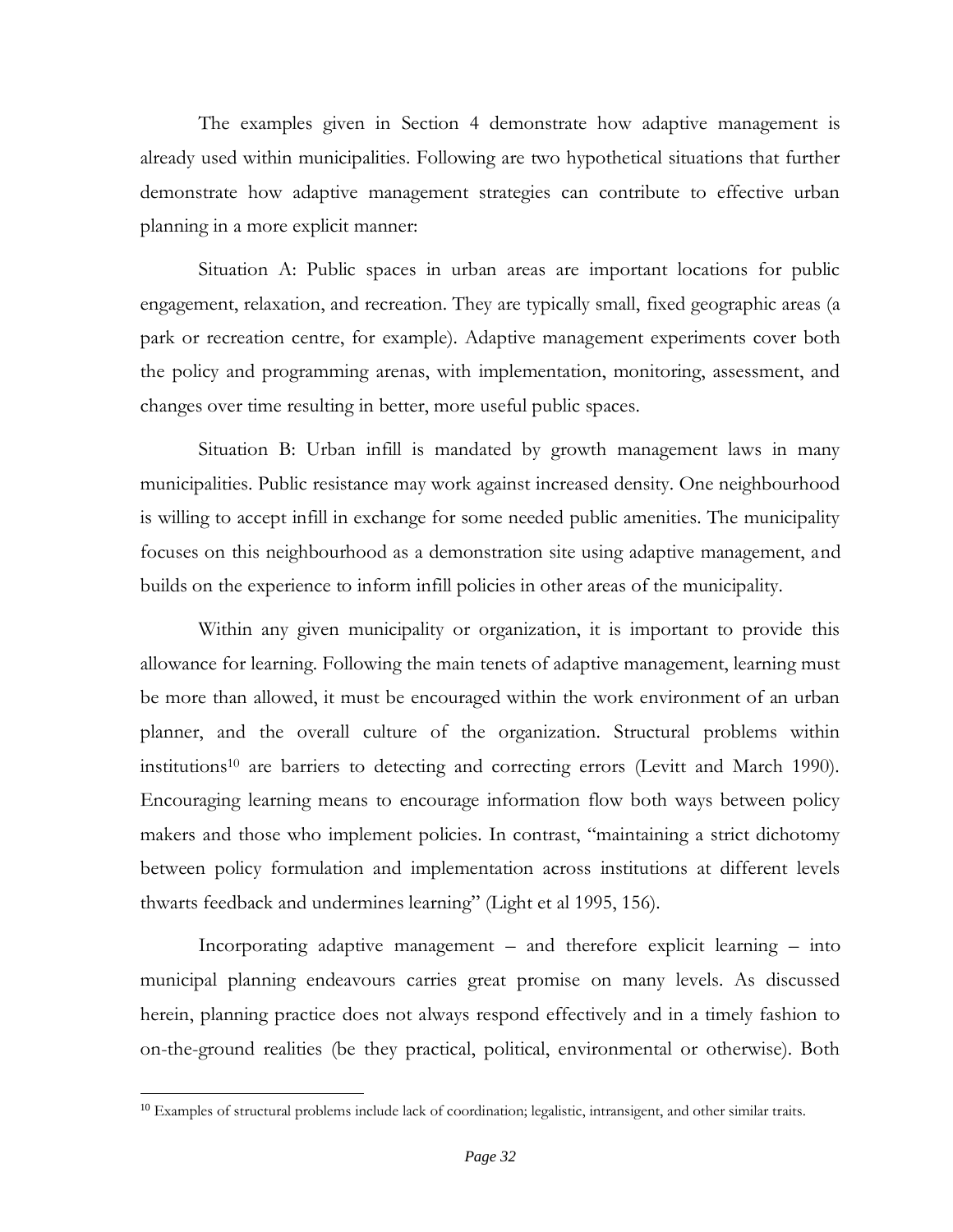The examples given in Section 4 demonstrate how adaptive management is already used within municipalities. Following are two hypothetical situations that further demonstrate how adaptive management strategies can contribute to effective urban planning in a more explicit manner:

Situation A: Public spaces in urban areas are important locations for public engagement, relaxation, and recreation. They are typically small, fixed geographic areas (a park or recreation centre, for example). Adaptive management experiments cover both the policy and programming arenas, with implementation, monitoring, assessment, and changes over time resulting in better, more useful public spaces.

Situation B: Urban infill is mandated by growth management laws in many municipalities. Public resistance may work against increased density. One neighbourhood is willing to accept infill in exchange for some needed public amenities. The municipality focuses on this neighbourhood as a demonstration site using adaptive management, and builds on the experience to inform infill policies in other areas of the municipality.

Within any given municipality or organization, it is important to provide this allowance for learning. Following the main tenets of adaptive management, learning must be more than allowed, it must be encouraged within the work environment of an urban planner, and the overall culture of the organization. Structural problems within institutions[10] are barriers to detecting and correcting errors (Levitt and March 1990). Encouraging learning means to encourage information flow both ways between policy makers and those who implement policies. In contrast, "maintaining a strict dichotomy between policy formulation and implementation across institutions at different levels thwarts feedback and undermines learning" (Light et al 1995, 156).

Incorporating adaptive management – and therefore explicit learning – into municipal planning endeavours carries great promise on many levels. As discussed herein, planning practice does not always respond effectively and in a timely fashion to on-the-ground realities (be they practical, political, environmental or otherwise). Both

[10] Examples of structural problems include lack of coordination; legalistic, intransigent, and other similar traits.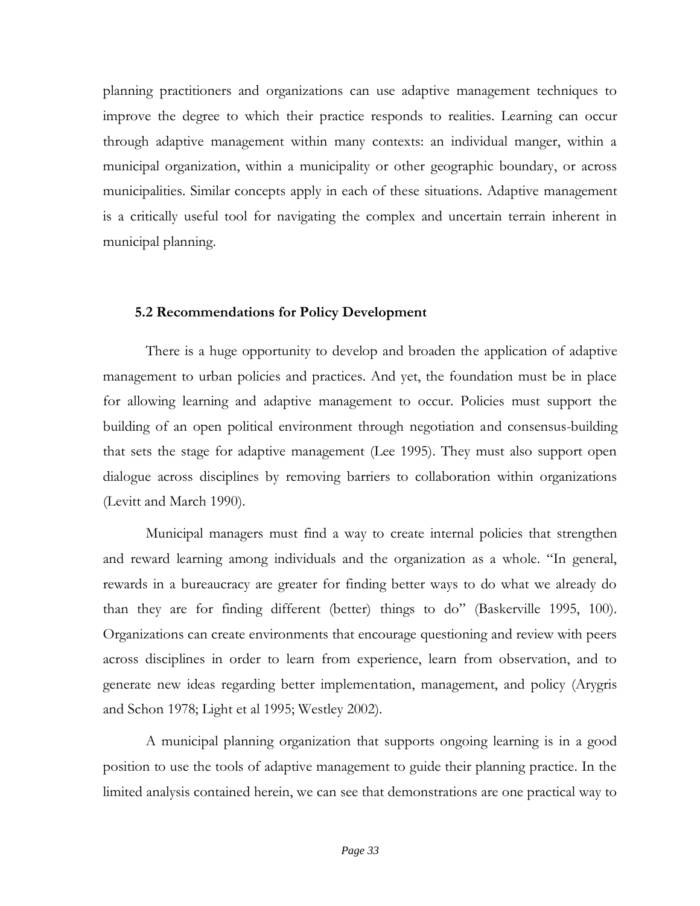planning practitioners and organizations can use adaptive management techniques to improve the degree to which their practice responds to realities. Learning can occur through adaptive management within many contexts: an individual manger, within a municipal organization, within a municipality or other geographic boundary, or across municipalities. Similar concepts apply in each of these situations. Adaptive management is a critically useful tool for navigating the complex and uncertain terrain inherent in municipal planning.

### 5.2 Recommendations for Policy Development

There is a huge opportunity to develop and broaden the application of adaptive management to urban policies and practices. And yet, the foundation must be in place for allowing learning and adaptive management to occur. Policies must support the building of an open political environment through negotiation and consensus-building that sets the stage for adaptive management (Lee 1995). They must also support open dialogue across disciplines by removing barriers to collaboration within organizations (Levitt and March 1990).

Municipal managers must find a way to create internal policies that strengthen and reward learning among individuals and the organization as a whole. "In general, rewards in a bureaucracy are greater for finding better ways to do what we already do than they are for finding different (better) things to do" (Baskerville 1995, 100). Organizations can create environments that encourage questioning and review with peers across disciplines in order to learn from experience, learn from observation, and to generate new ideas regarding better implementation, management, and policy (Arygris and Schon 1978; Light et al 1995; Westley 2002).

A municipal planning organization that supports ongoing learning is in a good position to use the tools of adaptive management to guide their planning practice. In the limited analysis contained herein, we can see that demonstrations are one practical way to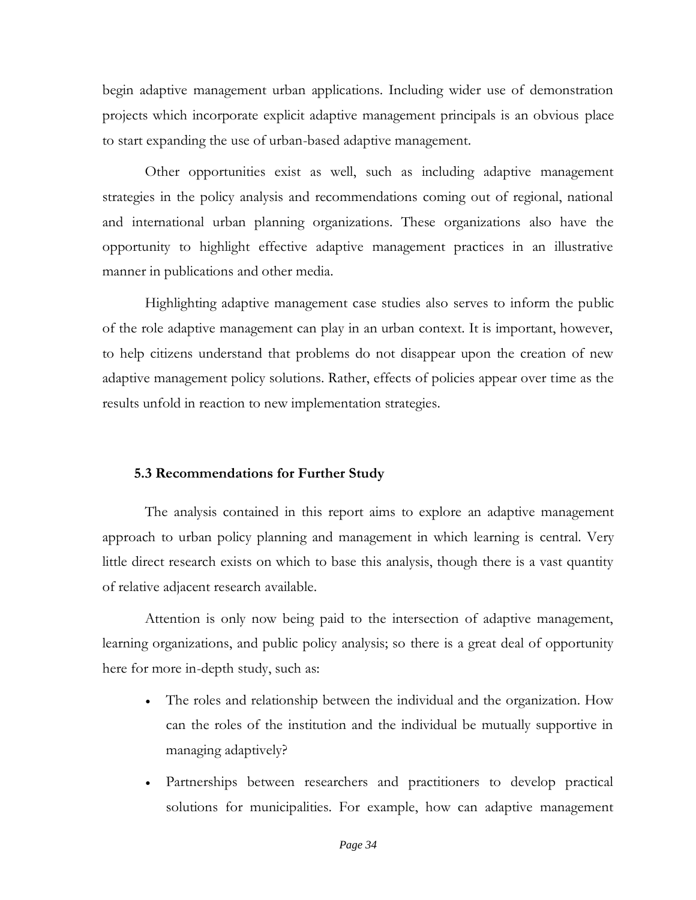begin adaptive management urban applications. Including wider use of demonstration projects which incorporate explicit adaptive management principals is an obvious place to start expanding the use of urban-based adaptive management.

Other opportunities exist as well, such as including adaptive management strategies in the policy analysis and recommendations coming out of regional, national and international urban planning organizations. These organizations also have the opportunity to highlight effective adaptive management practices in an illustrative manner in publications and other media.

Highlighting adaptive management case studies also serves to inform the public of the role adaptive management can play in an urban context. It is important, however, to help citizens understand that problems do not disappear upon the creation of new adaptive management policy solutions. Rather, effects of policies appear over time as the results unfold in reaction to new implementation strategies.

### 5.3 Recommendations for Further Study

The analysis contained in this report aims to explore an adaptive management approach to urban policy planning and management in which learning is central. Very little direct research exists on which to base this analysis, though there is a vast quantity of relative adjacent research available.

Attention is only now being paid to the intersection of adaptive management, learning organizations, and public policy analysis; so there is a great deal of opportunity here for more in-depth study, such as:

- The roles and relationship between the individual and the organization. How can the roles of the institution and the individual be mutually supportive in managing adaptively?
- Partnerships between researchers and practitioners to develop practical solutions for municipalities. For example, how can adaptive management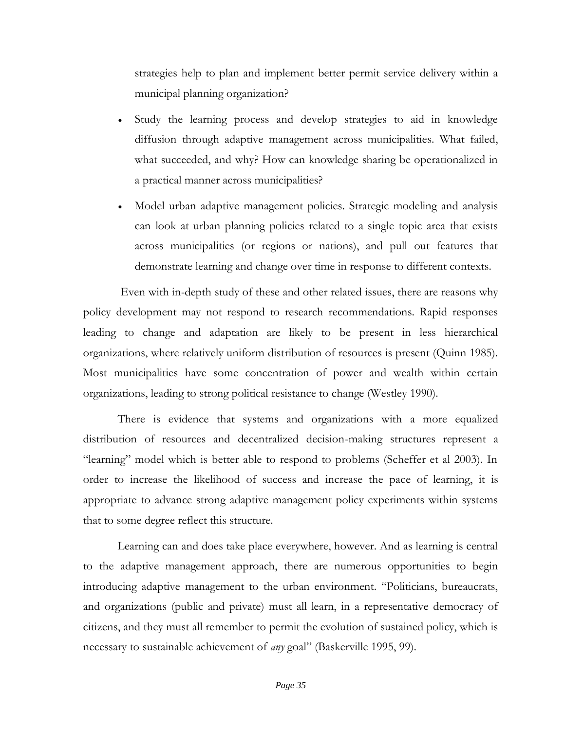strategies help to plan and implement better permit service delivery within a municipal planning organization?

- Study the learning process and develop strategies to aid in knowledge diffusion through adaptive management across municipalities. What failed, what succeeded, and why? How can knowledge sharing be operationalized in a practical manner across municipalities?
- Model urban adaptive management policies. Strategic modeling and analysis can look at urban planning policies related to a single topic area that exists across municipalities (or regions or nations), and pull out features that demonstrate learning and change over time in response to different contexts.

Even with in-depth study of these and other related issues, there are reasons why policy development may not respond to research recommendations. Rapid responses leading to change and adaptation are likely to be present in less hierarchical organizations, where relatively uniform distribution of resources is present (Quinn 1985). Most municipalities have some concentration of power and wealth within certain organizations, leading to strong political resistance to change (Westley 1990).

There is evidence that systems and organizations with a more equalized distribution of resources and decentralized decision-making structures represent a "learning" model which is better able to respond to problems (Scheffer et al 2003). In order to increase the likelihood of success and increase the pace of learning, it is appropriate to advance strong adaptive management policy experiments within systems that to some degree reflect this structure.

Learning can and does take place everywhere, however. And as learning is central to the adaptive management approach, there are numerous opportunities to begin introducing adaptive management to the urban environment. "Politicians, bureaucrats, and organizations (public and private) must all learn, in a representative democracy of citizens, and they must all remember to permit the evolution of sustained policy, which is necessary to sustainable achievement of *any* goal" (Baskerville 1995, 99).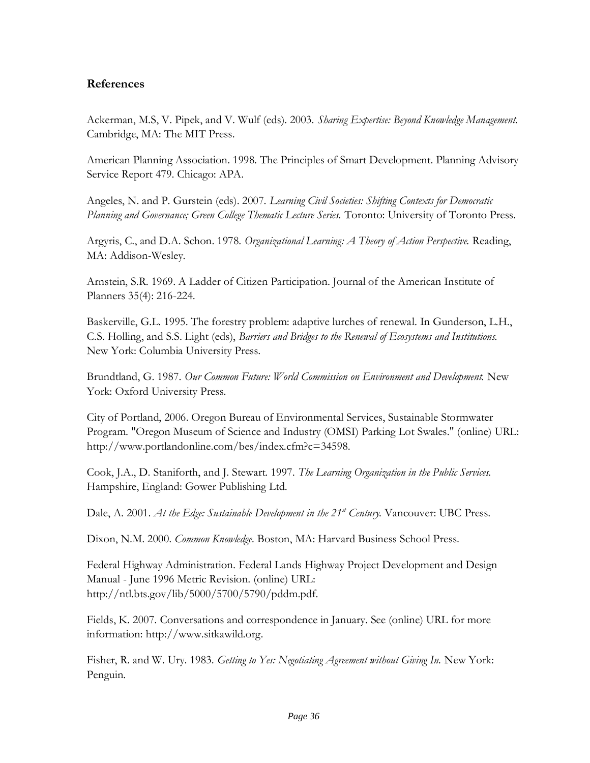## References

Ackerman, M.S, V. Pipek, and V. Wulf (eds). 2003. *Sharing Expertise: Beyond Knowledge Management.* Cambridge, MA: The MIT Press.

American Planning Association. 1998. The Principles of Smart Development. Planning Advisory Service Report 479. Chicago: APA.

Angeles, N. and P. Gurstein (eds). 2007. *Learning Civil Societies: Shifting Contexts for Democratic Planning and Governance; Green College Thematic Lecture Series.* Toronto: University of Toronto Press.

Argyris, C., and D.A. Schon. 1978. *Organizational Learning: A Theory of Action Perspective.* Reading, MA: Addison-Wesley.

Arnstein, S.R. 1969. A Ladder of Citizen Participation. Journal of the American Institute of Planners 35(4): 216-224.

Baskerville, G.L. 1995. The forestry problem: adaptive lurches of renewal. In Gunderson, L.H., C.S. Holling, and S.S. Light (eds), *Barriers and Bridges to the Renewal of Ecosystems and Institutions.* New York: Columbia University Press.

Brundtland, G. 1987. *Our Common Future: World Commission on Environment and Development.* New York: Oxford University Press.

City of Portland, 2006. Oregon Bureau of Environmental Services, Sustainable Stormwater Program. "Oregon Museum of Science and Industry (OMSI) Parking Lot Swales." (online) URL: http://www.portlandonline.com/bes/index.cfm?c=34598.

Cook, J.A., D. Staniforth, and J. Stewart. 1997. *The Learning Organization in the Public Services.* Hampshire, England: Gower Publishing Ltd.

Dale, A. 2001. *At the Edge: Sustainable Development in the 21st Century.* Vancouver: UBC Press.

Dixon, N.M. 2000. *Common Knowledge.* Boston, MA: Harvard Business School Press.

Federal Highway Administration. Federal Lands Highway Project Development and Design Manual - June 1996 Metric Revision. (online) URL: http://ntl.bts.gov/lib/5000/5700/5790/pddm.pdf.

Fields, K. 2007. Conversations and correspondence in January. See (online) URL for more information: http://www.sitkawild.org.

Fisher, R. and W. Ury. 1983. *Getting to Yes: Negotiating Agreement without Giving In.* New York: Penguin.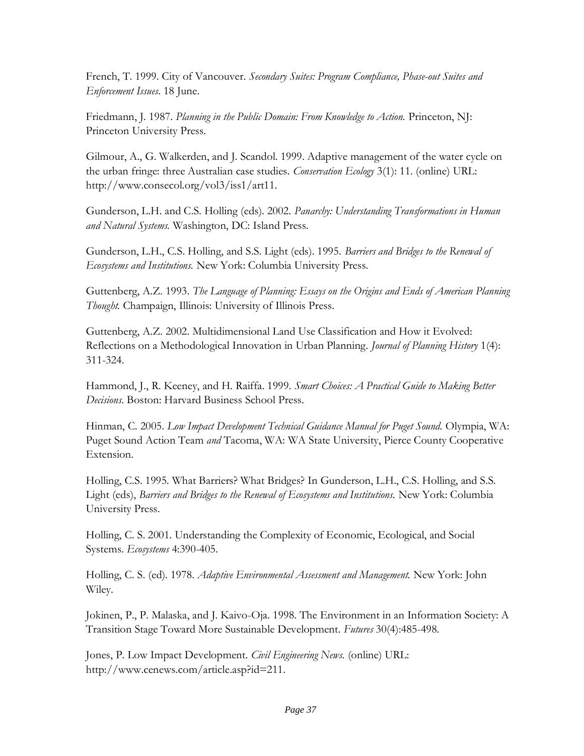French, T. 1999. City of Vancouver. *Secondary Suites: Program Compliance, Phase-out Suites and Enforcement Issues*. 18 June.

Friedmann, J. 1987. *Planning in the Public Domain: From Knowledge to Action.* Princeton, NJ: Princeton University Press.

Gilmour, A., G. Walkerden, and J. Scandol. 1999. Adaptive management of the water cycle on the urban fringe: three Australian case studies. *Conservation Ecology* 3(1): 11. (online) URL: http://www.consecol.org/vol3/iss1/art11.

Gunderson, L.H. and C.S. Holling (eds). 2002. *Panarchy: Understanding Transformations in Human and Natural Systems.* Washington, DC: Island Press.

Gunderson, L.H., C.S. Holling, and S.S. Light (eds). 1995. *Barriers and Bridges to the Renewal of Ecosystems and Institutions.* New York: Columbia University Press.

Guttenberg, A.Z. 1993. *The Language of Planning: Essays on the Origins and Ends of American Planning Thought.* Champaign, Illinois: University of Illinois Press.

Guttenberg, A.Z. 2002. Multidimensional Land Use Classification and How it Evolved: Reflections on a Methodological Innovation in Urban Planning. *Journal of Planning History* 1(4): 311-324.

Hammond, J., R. Keeney, and H. Raiffa. 1999. *Smart Choices: A Practical Guide to Making Better Decisions*. Boston: Harvard Business School Press.

Hinman, C. 2005. *Low Impact Development Technical Guidance Manual for Puget Sound.* Olympia, WA: Puget Sound Action Team *and* Tacoma, WA: WA State University, Pierce County Cooperative Extension.

Holling, C.S. 1995. What Barriers? What Bridges? In Gunderson, L.H., C.S. Holling, and S.S. Light (eds), *Barriers and Bridges to the Renewal of Ecosystems and Institutions.* New York: Columbia University Press.

Holling, C. S. 2001. Understanding the Complexity of Economic, Ecological, and Social Systems. *Ecosystems* 4:390-405.

Holling, C. S. (ed). 1978. *Adaptive Environmental Assessment and Management.* New York: John Wiley.

Jokinen, P., P. Malaska, and J. Kaivo-Oja. 1998. The Environment in an Information Society: A Transition Stage Toward More Sustainable Development. *Futures* 30(4):485-498.

Jones, P. Low Impact Development. *Civil Engineering News.* (online) URL: http://www.cenews.com/article.asp?id=211.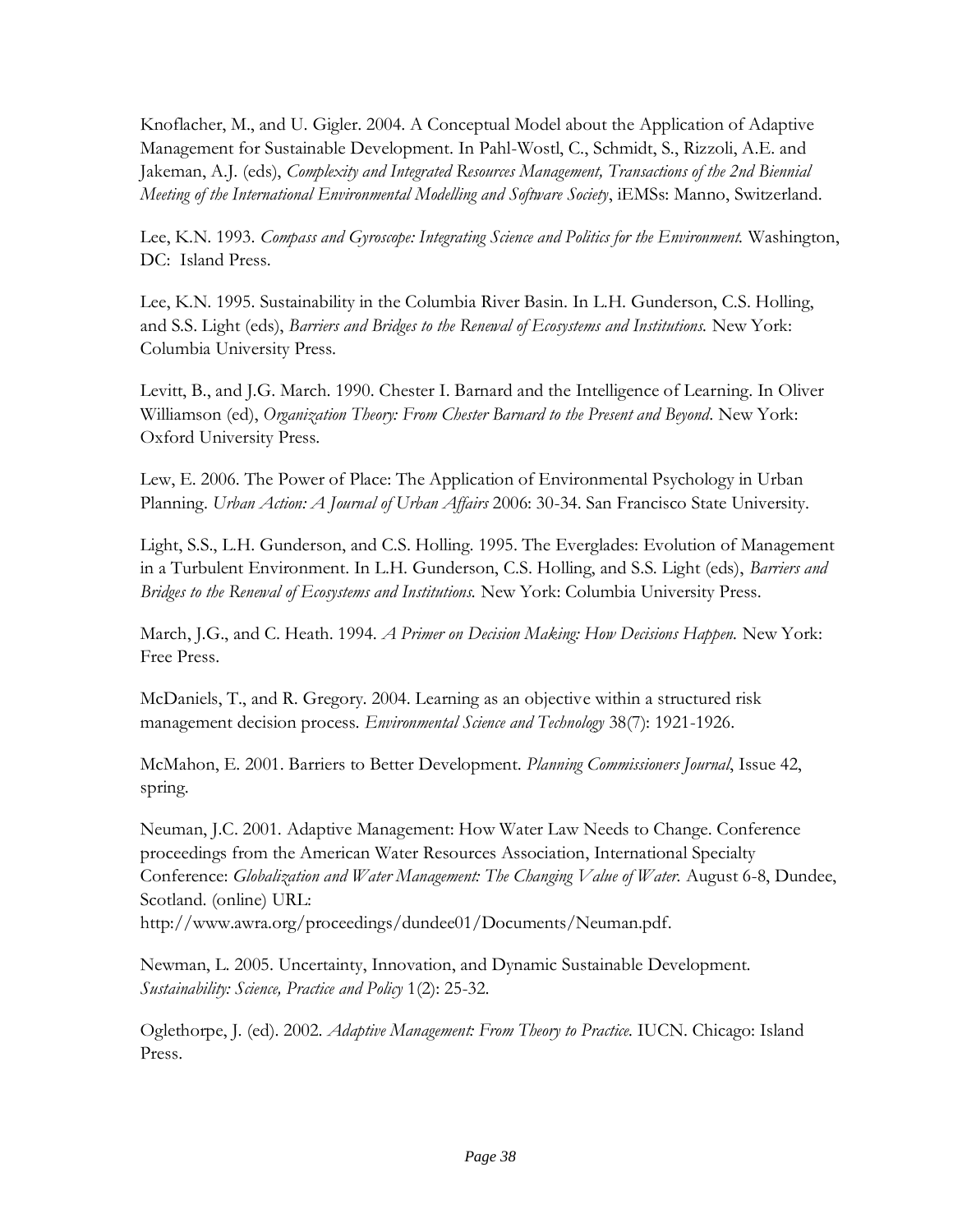Knoflacher, M., and U. Gigler. 2004. A Conceptual Model about the Application of Adaptive Management for Sustainable Development. In Pahl-Wostl, C., Schmidt, S., Rizzoli, A.E. and Jakeman, A.J. (eds), *Complexity and Integrated Resources Management, Transactions of the 2nd Biennial Meeting of the International Environmental Modelling and Software Society*, iEMSs: Manno, Switzerland.

Lee, K.N. 1993. *Compass and Gyroscope: Integrating Science and Politics for the Environment.* Washington, DC: Island Press.

Lee, K.N. 1995. Sustainability in the Columbia River Basin. In L.H. Gunderson, C.S. Holling, and S.S. Light (eds), *Barriers and Bridges to the Renewal of Ecosystems and Institutions.* New York: Columbia University Press.

Levitt, B., and J.G. March. 1990. Chester I. Barnard and the Intelligence of Learning. In Oliver Williamson (ed), *Organization Theory: From Chester Barnard to the Present and Beyond*. New York: Oxford University Press.

Lew, E. 2006. The Power of Place: The Application of Environmental Psychology in Urban Planning. *Urban Action: A Journal of Urban Affairs* 2006: 30-34. San Francisco State University.

Light, S.S., L.H. Gunderson, and C.S. Holling. 1995. The Everglades: Evolution of Management in a Turbulent Environment. In L.H. Gunderson, C.S. Holling, and S.S. Light (eds), *Barriers and Bridges to the Renewal of Ecosystems and Institutions.* New York: Columbia University Press.

March, J.G., and C. Heath. 1994. *A Primer on Decision Making: How Decisions Happen.* New York: Free Press.

McDaniels, T., and R. Gregory. 2004. Learning as an objective within a structured risk management decision process. *Environmental Science and Technology* 38(7): 1921-1926.

McMahon, E. 2001. Barriers to Better Development. *Planning Commissioners Journal*, Issue 42, spring.

Neuman, J.C. 2001. Adaptive Management: How Water Law Needs to Change. Conference proceedings from the American Water Resources Association, International Specialty Conference: *Globalization and Water Management: The Changing Value of Water.* August 6-8, Dundee, Scotland. (online) URL: http://www.awra.org/proceedings/dundee01/Documents/Neuman.pdf.

Newman, L. 2005. Uncertainty, Innovation, and Dynamic Sustainable Development. *Sustainability: Science, Practice and Policy* 1(2): 25-32.

Oglethorpe, J. (ed). 2002. *Adaptive Management: From Theory to Practice.* IUCN. Chicago: Island Press.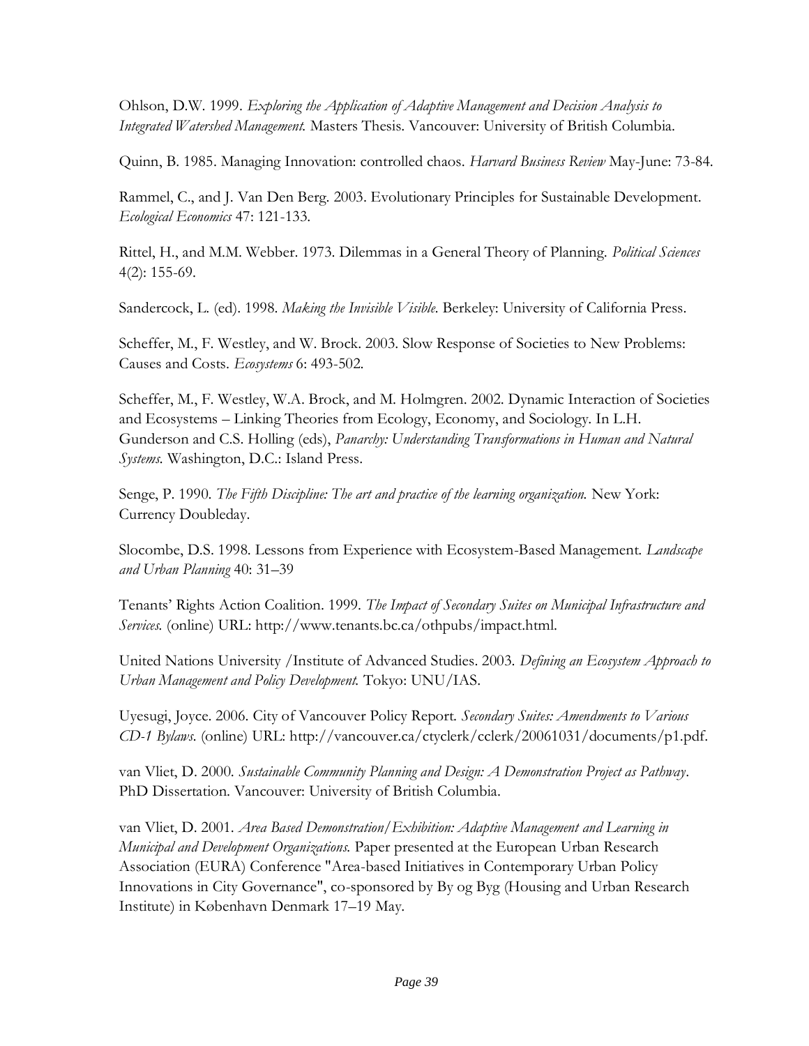Ohlson, D.W. 1999. *Exploring the Application of Adaptive Management and Decision Analysis to Integrated Watershed Management.* Masters Thesis. Vancouver: University of British Columbia.

Quinn, B. 1985. Managing Innovation: controlled chaos. *Harvard Business Review* May-June: 73-84.

Rammel, C., and J. Van Den Berg. 2003. Evolutionary Principles for Sustainable Development. *Ecological Economics* 47: 121-133.

Rittel, H., and M.M. Webber. 1973. Dilemmas in a General Theory of Planning. *Political Sciences* 4(2): 155-69.

Sandercock, L. (ed). 1998. *Making the Invisible Visible*. Berkeley: University of California Press.

Scheffer, M., F. Westley, and W. Brock. 2003. Slow Response of Societies to New Problems: Causes and Costs. *Ecosystems* 6: 493-502.

Scheffer, M., F. Westley, W.A. Brock, and M. Holmgren. 2002. Dynamic Interaction of Societies and Ecosystems – Linking Theories from Ecology, Economy, and Sociology. In L.H. Gunderson and C.S. Holling (eds), *Panarchy: Understanding Transformations in Human and Natural Systems.* Washington, D.C.: Island Press.

Senge, P. 1990. *The Fifth Discipline: The art and practice of the learning organization.* New York: Currency Doubleday.

Slocombe, D.S. 1998. Lessons from Experience with Ecosystem-Based Management. *Landscape and Urban Planning* 40: 31–39

Tenants' Rights Action Coalition. 1999. *The Impact of Secondary Suites on Municipal Infrastructure and Services.* (online) URL: http://www.tenants.bc.ca/othpubs/impact.html.

United Nations University /Institute of Advanced Studies. 2003. *Defining an Ecosystem Approach to Urban Management and Policy Development.* Tokyo: UNU/IAS.

Uyesugi, Joyce. 2006. City of Vancouver Policy Report. *Secondary Suites: Amendments to Various CD-1 Bylaws.* (online) URL: http://vancouver.ca/ctyclerk/cclerk/20061031/documents/p1.pdf.

van Vliet, D. 2000. *Sustainable Community Planning and Design: A Demonstration Project as Pathway*. PhD Dissertation. Vancouver: University of British Columbia.

van Vliet, D. 2001. *Area Based Demonstration/Exhibition: Adaptive Management and Learning in Municipal and Development Organizations.* Paper presented at the European Urban Research Association (EURA) Conference "Area-based Initiatives in Contemporary Urban Policy Innovations in City Governance", co-sponsored by By og Byg (Housing and Urban Research Institute) in København Denmark 17–19 May.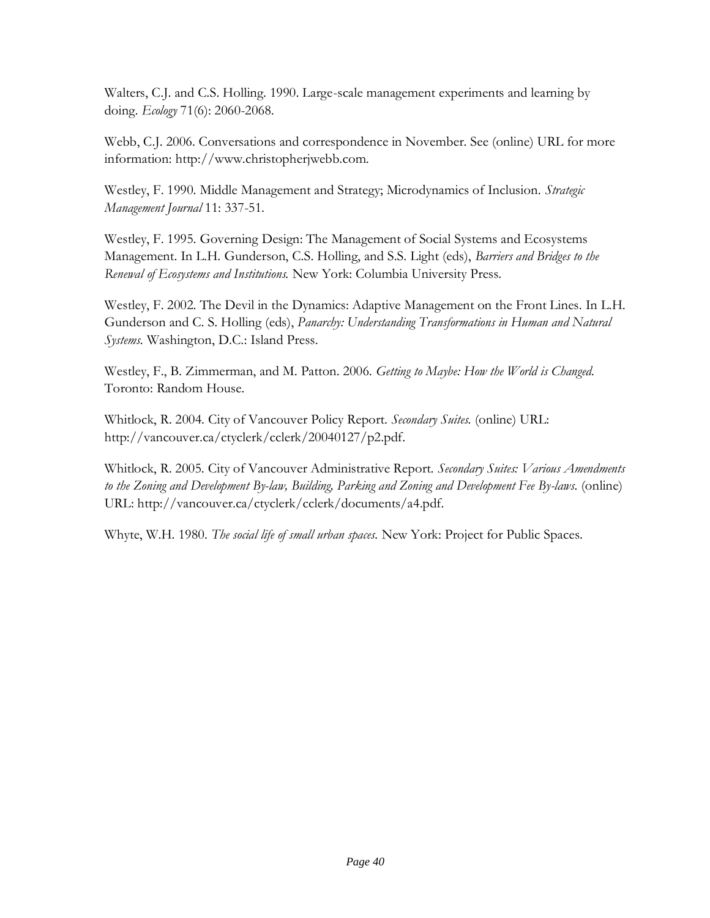Walters, C.J. and C.S. Holling. 1990. Large-scale management experiments and learning by doing. *Ecology* 71(6): 2060-2068.

Webb, C.J. 2006. Conversations and correspondence in November. See (online) URL for more information: http://www.christopherjwebb.com.

Westley, F. 1990. Middle Management and Strategy; Microdynamics of Inclusion. *Strategic Management Journal* 11: 337-51.

Westley, F. 1995. Governing Design: The Management of Social Systems and Ecosystems Management. In L.H. Gunderson, C.S. Holling, and S.S. Light (eds), *Barriers and Bridges to the Renewal of Ecosystems and Institutions.* New York: Columbia University Press.

Westley, F. 2002. The Devil in the Dynamics: Adaptive Management on the Front Lines. In L.H. Gunderson and C. S. Holling (eds), *Panarchy: Understanding Transformations in Human and Natural Systems.* Washington, D.C.: Island Press.

Westley, F., B. Zimmerman, and M. Patton. 2006. *Getting to Maybe: How the World is Changed.* Toronto: Random House.

Whitlock, R. 2004. City of Vancouver Policy Report. *Secondary Suites.* (online) URL: http://vancouver.ca/ctyclerk/cclerk/20040127/p2.pdf.

Whitlock, R. 2005. City of Vancouver Administrative Report. *Secondary Suites: Various Amendments to the Zoning and Development By-law, Building, Parking and Zoning and Development Fee By-laws.* (online) URL: http://vancouver.ca/ctyclerk/cclerk/documents/a4.pdf.

Whyte, W.H. 1980. *The social life of small urban spaces.* New York: Project for Public Spaces.